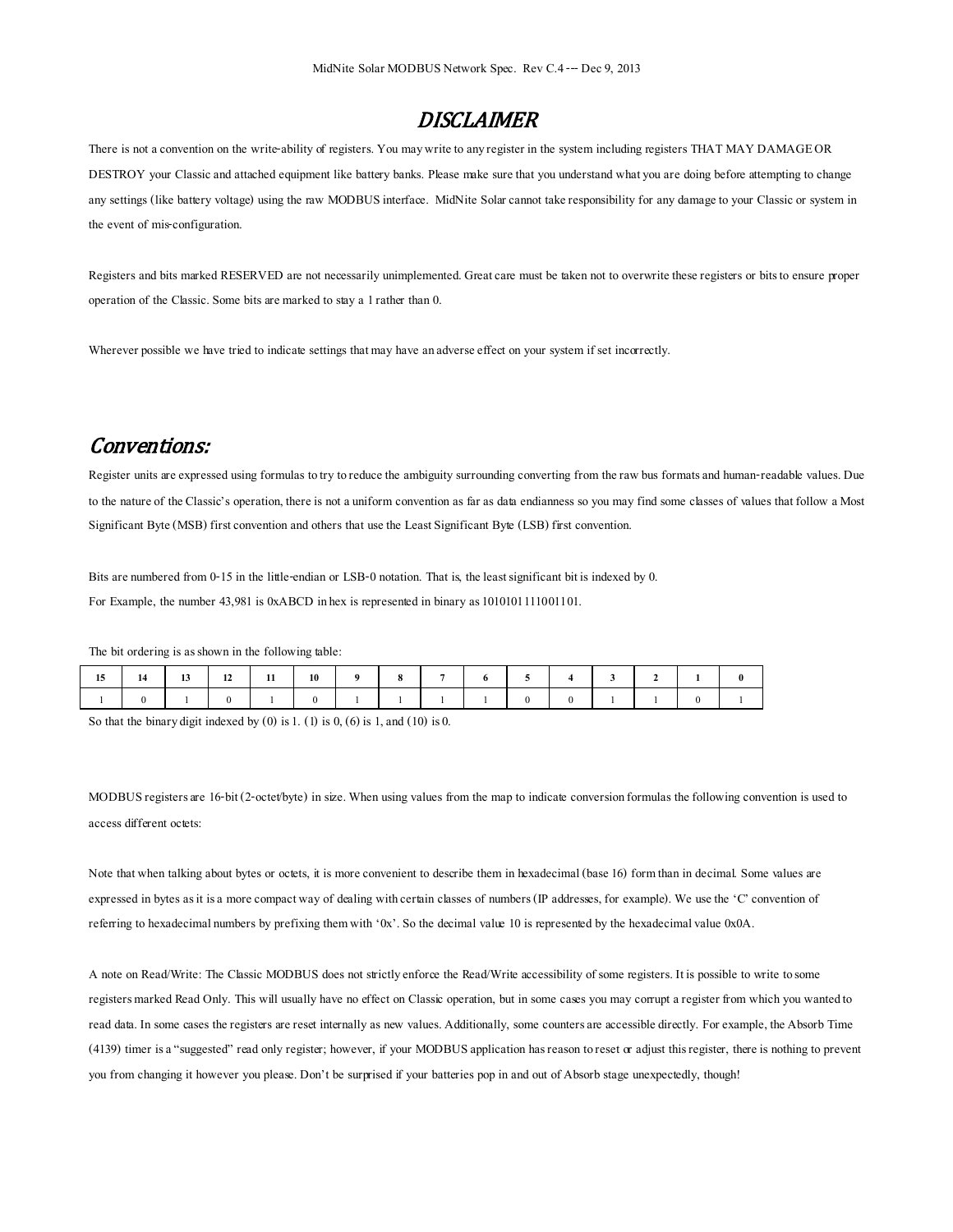# DISCLAIMER

There is not a convention on the write-ability of registers. You may write to any register in the system including registers THAT MAY DAMAGE OR DESTROY your Classic and attached equipment like battery banks. Please make sure that you understand what you are doing before attempting to change any settings (like battery voltage) using the raw MODBUS interface. MidNite Solar cannot take responsibility for any damage to your Classic or system in the event of mis-configuration.

Registers and bits marked RESERVED are not necessarily unimplemented. Great care must be taken not to overwrite these registers or bits to ensure proper operation of the Classic. Some bits are marked to stay a 1 rather than 0.

Wherever possible we have tried to indicate settings that may have an adverse effect on your system if set incorrectly.

# Conventions:

Register units are expressed using formulas to try to reduce the ambiguity surrounding converting from the raw bus formats and human-readable values. Due to the nature of the Classic's operation, there is not a uniform convention as far as data endianness so you may find some classes of values that follow a Most Significant Byte (MSB) first convention and others that use the Least Significant Byte (LSB) first convention.

Bits are numbered from 0-15 in the little-endian or LSB-0 notation. That is, the least significant bit is indexed by 0.
For Example, the number 43,981 is 0xABCD in hex is represented in binary as 1010101111001101.

The bit ordering is as shown in the following table:

| 15 | 14 | 13 | 12 | 11 | 10 | 9 | 8 | 7 | 6 | 5 | 4 | 3 | 2 | 1 | 0 |
|---|---|---|---|---|---|---|---|---|---|---|---|---|---|---|---|
| 1 | 0 | 1 | 0 | 1 | 0 | 1 | 1 | 1 | 1 | 0 | 0 | 1 | 1 | 0 | 1 |

So that the binary digit indexed by (0) is 1. (1) is 0, (6) is 1, and (10) is 0.

MODBUS registers are 16-bit (2-octet/byte) in size. When using values from the map to indicate conversion formulas the following convention is used to access different octets:

Note that when talking about bytes or octets, it is more convenient to describe them in hexadecimal (base 16) form than in decimal. Some values are expressed in bytes as it is a more compact way of dealing with certain classes of numbers (IP addresses, for example). We use the 'C' convention of referring to hexadecimal numbers by prefixing them with '0x'. So the decimal value 10 is represented by the hexadecimal value 0x0A.

A note on Read/Write: The Classic MODBUS does not strictly enforce the Read/Write accessibility of some registers. It is possible to write to some registers marked Read Only. This will usually have no effect on Classic operation, but in some cases you may corrupt a register from which you wanted to read data. In some cases the registers are reset internally as new values. Additionally, some counters are accessible directly. For example, the Absorb Time (4139) timer is a "suggested" read only register; however, if your MODBUS application has reason to reset or adjust this register, there is nothing to prevent you from changing it however you please. Don't be surprised if your batteries pop in and out of Absorb stage unexpectedly, though!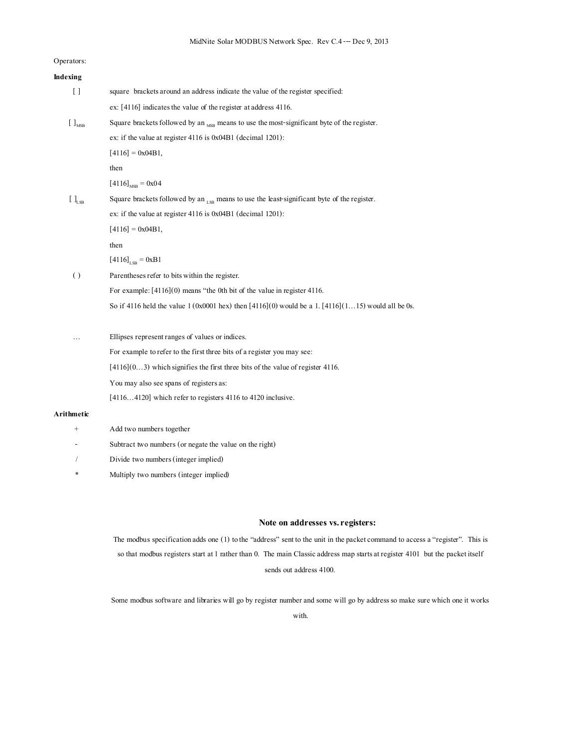Operators:

**Indexing**

| | |
|---|---|
| [ ] | square brackets around an address indicate the value of the register specified: |
| | ex: [4116] indicates the value of the register at address 4116. |
| $[\ ]_{MSB}$ | Square brackets followed by an $_{MSB}$ means to use the most-significant byte of the register. |
| | ex: if the value at register 4116 is 0x04B1 (decimal 1201): |
| | [4116] = 0x04B1, |
| | then |
| | $[4116]_{MSB}$ = 0x04 |
| $[\ ]_{LSB}$ | Square brackets followed by an $_{LSB}$ means to use the least-significant byte of the register. |
| | ex: if the value at register 4116 is 0x04B1 (decimal 1201): |
| | [4116] = 0x04B1, |
| | then |
| | $[4116]_{LSB}$ = 0xB1 |
| ( ) | Parentheses refer to bits within the register. |
| | For example: [4116](0) means "the 0th bit of the value in register 4116. |
| | So if 4116 held the value 1 (0x0001 hex) then [4116](0) would be a 1. [4116](1…15) would all be 0s. |
| … | Ellipses represent ranges of values or indices. |
| | For example to refer to the first three bits of a register you may see: |
| | [4116](0…3) which signifies the first three bits of the value of register 4116. |
| | You may also see spans of registers as: |
| | [4116…4120] which refer to registers 4116 to 4120 inclusive. |

**Arithmetic**

| | |
|---|---|
| + | Add two numbers together |
| - | Subtract two numbers (or negate the value on the right) |
| / | Divide two numbers (integer implied) |
| * | Multiply two numbers (integer implied) |

### Note on addresses vs. registers:

The modbus specification adds one (1) to the "address" sent to the unit in the packet command to access a "register". This is so that modbus registers start at 1 rather than 0. The main Classic address map starts at register 4101 but the packet itself sends out address 4100.

Some modbus software and libraries will go by register number and some will go by address so make sure which one it works with.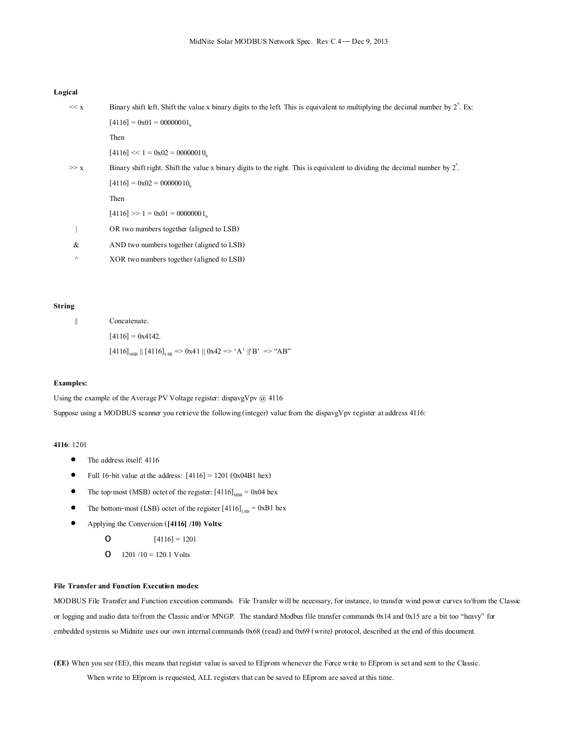**Logical**

| | |
|---|---|
| << x | Binary shift left. Shift the value x binary digits to the left. This is equivalent to multiplying the decimal number by $2^x$. Ex: |
| | [4116] = 0x01 = $00000001_b$ |
| | Then |
| | [4116] << 1 = 0x02 = $00000010_b$ |
| >> x | Binary shift right. Shift the value x binary digits to the right. This is equivalent to dividing the decimal number by $2^x$. |
| | [4116] = 0x02 = $00000010_b$ |
| | Then |
| | [4116] >> 1 = 0x01 = $00000001_b$ |
| \| | OR two numbers together (aligned to LSB) |
| & | AND two numbers together (aligned to LSB) |
| ^ | XOR two numbers together (aligned to LSB) |

**String**

| | |
|---|---|
| \|\| | Concatenate. |
| | [4116] = 0x4142. |
| | $[4116]_{MSB}$ \|\| $[4116]_{LSB}$ => 0x41 \|\| 0x42 => 'A' \|\|'B' => "AB" |

**Examples:**

Using the example of the Average PV Voltage register: dispavgVpv @ 4116

Suppose using a MODBUS scanner you retrieve the following (integer) value from the dispavgVpv register at address 4116:

**4116**: 1201

- The address itself: 4116
- Full 16-bit value at the address: [4116] = 1201 (0x04B1 hex)
- The top-most (MSB) octet of the register: $[4116]_{MSB}$ = 0x04 hex
- The bottom-most (LSB) octet of the register $[4116]_{LSB}$ = 0xB1 hex
- Applying the Conversion (**[4116] /10) Volts:**
  - [4116] = 1201
  - 1201 /10 = 120.1 Volts

**File Transfer and Function Execution modes:**

MODBUS File Transfer and Function execution commands. File Transfer will be necessary, for instance, to transfer wind power curves to/from the Classic or logging and audio data to/from the Classic and/or MNGP. The standard Modbus file transfer commands 0x14 and 0x15 are a bit too "heavy" for embedded systems so Midnite uses our own internal commands 0x68 (read) and 0x69 (write) protocol, described at the end of this document.

**(EE)** When you see (EE), this means that register value is saved to EEprom whenever the Force write to EEprom is set and sent to the Classic.

When write to EEprom is requested, ALL registers that can be saved to EEprom are saved at this time.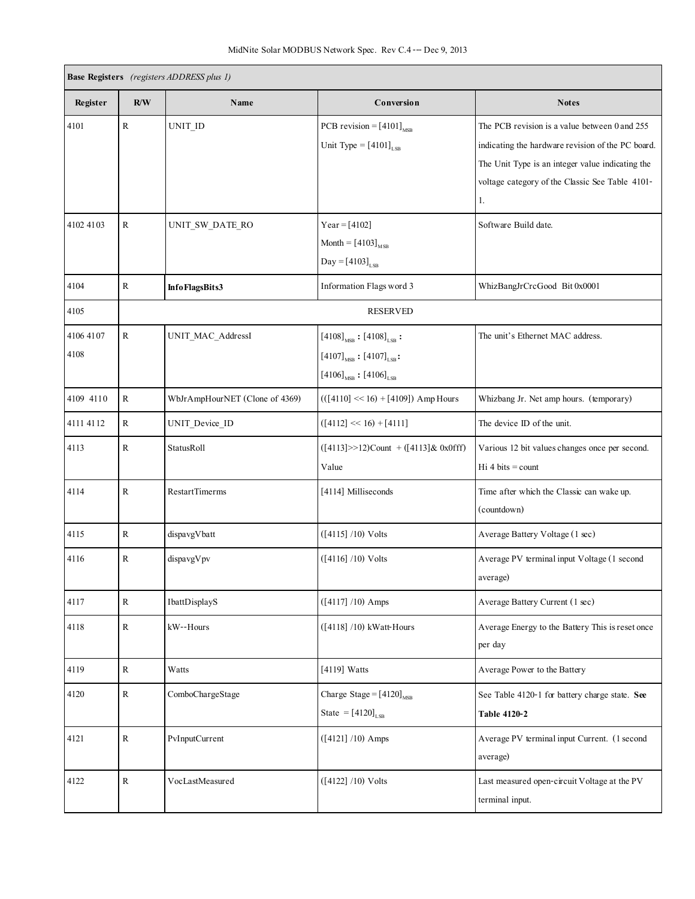| Base Registers *(registers ADDRESS plus 1)* | | | | |
|---|---|---|---|---|
| **Register** | **R/W** | **Name** | **Conversion** | **Notes** |
| 4101 | R | UNIT_ID | PCB revision = $[4101]_{MSB}$ <br> Unit Type = $[4101]_{LSB}$ | The PCB revision is a value between 0 and 255 indicating the hardware revision of the PC board. The Unit Type is an integer value indicating the voltage category of the Classic See Table 4101-1. |
| 4102 4103 | R | UNIT_SW_DATE_RO | Year = [4102] <br> Month = $[4103]_{MSB}$ <br> Day = $[4103]_{LSB}$ | Software Build date. |
| 4104 | R | **InfoFlagsBits3** | Information Flags word 3 | WhizBangJrCrcGood Bit 0x0001 |
| 4105 | RESERVED | | | |
| 4106 4107 4108 | R | UNIT_MAC_AddressI | $[4108]_{MSB}$ : $[4108]_{LSB}$ : <br> $[4107]_{MSB}$ : $[4107]_{LSB}$ : <br> $[4106]_{MSB}$ : $[4106]_{LSB}$ | The unit's Ethernet MAC address. |
| 4109 4110 | R | WbJrAmpHourNET (Clone of 4369) | (([4110] << 16) + [4109]) Amp Hours | Whizbang Jr. Net amp hours. (temporary) |
| 4111 4112 | R | UNIT_Device_ID | ([4112] << 16) + [4111] | The device ID of the unit. |
| 4113 | R | StatusRoll | ([4113]>>12)Count + ([4113]& 0x0fff) Value | Various 12 bit values changes once per second. Hi 4 bits = count |
| 4114 | R | RestartTimerms | [4114] Milliseconds | Time after which the Classic can wake up. (countdown) |
| 4115 | R | dispavgVbatt | ([4115] /10) Volts | Average Battery Voltage (1 sec) |
| 4116 | R | dispavgVpv | ([4116] /10) Volts | Average PV terminal input Voltage (1 second average) |
| 4117 | R | IbattDisplayS | ([4117] /10) Amps | Average Battery Current (1 sec) |
| 4118 | R | kW--Hours | ([4118] /10) kWatt-Hours | Average Energy to the Battery This is reset once per day |
| 4119 | R | Watts | [4119] Watts | Average Power to the Battery |
| 4120 | R | ComboChargeStage | Charge Stage = $[4120]_{MSB}$ <br> State = $[4120]_{LSB}$ | See Table 4120-1 for battery charge state. **See Table 4120-2** |
| 4121 | R | PvInputCurrent | ([4121] /10) Amps | Average PV terminal input Current. (1 second average) |
| 4122 | R | VocLastMeasured | ([4122] /10) Volts | Last measured open-circuit Voltage at the PV terminal input. |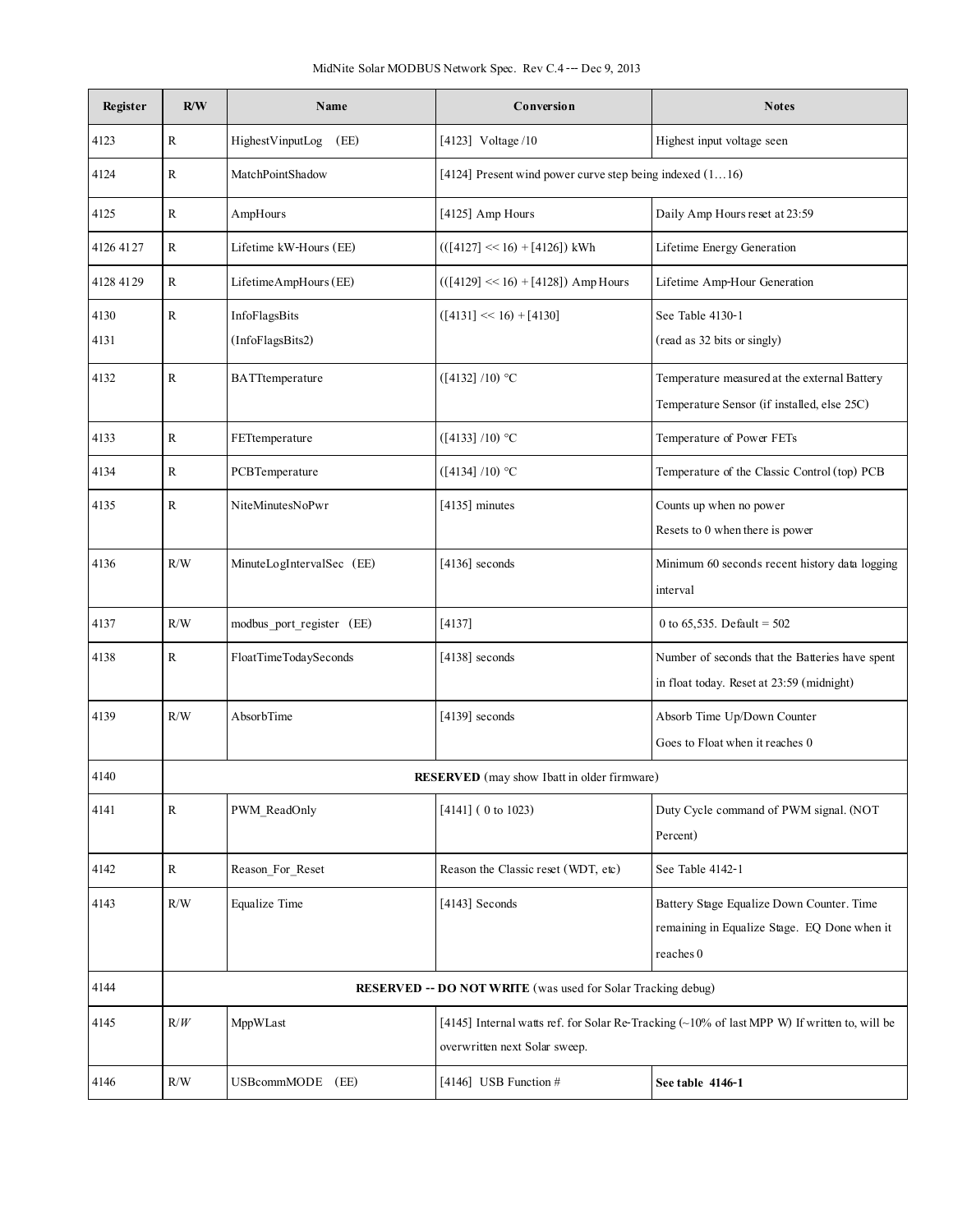| Register | R/W | Name | Conversion | Notes |
|---|---|---|---|---|
| 4123 | R | HighestVinputLog (EE) | [4123] Voltage /10 | Highest input voltage seen |
| 4124 | R | MatchPointShadow | [4124] Present wind power curve step being indexed (1…16) | |
| 4125 | R | AmpHours | [4125] Amp Hours | Daily Amp Hours reset at 23:59 |
| 4126 4127 | R | Lifetime kW-Hours (EE) | (([4127] << 16) + [4126]) kWh | Lifetime Energy Generation |
| 4128 4129 | R | LifetimeAmpHours (EE) | (([4129] << 16) + [4128]) Amp Hours | Lifetime Amp-Hour Generation |
| 4130 4131 | R | InfoFlagsBits (InfoFlagsBits2) | ([4131] << 16) + [4130] | See Table 4130-1 (read as 32 bits or singly) |
| 4132 | R | BATTtemperature | ([4132] /10) °C | Temperature measured at the external Battery Temperature Sensor (if installed, else 25C) |
| 4133 | R | FETtemperature | ([4133] /10) °C | Temperature of Power FETs |
| 4134 | R | PCBTemperature | ([4134] /10) °C | Temperature of the Classic Control (top) PCB |
| 4135 | R | NiteMinutesNoPwr | [4135] minutes | Counts up when no power Resets to 0 when there is power |
| 4136 | R/W | MinuteLogIntervalSec (EE) | [4136] seconds | Minimum 60 seconds recent history data logging interval |
| 4137 | R/W | modbus_port_register (EE) | [4137] | 0 to 65,535. Default = 502 |
| 4138 | R | FloatTimeTodaySeconds | [4138] seconds | Number of seconds that the Batteries have spent in float today. Reset at 23:59 (midnight) |
| 4139 | R/W | AbsorbTime | [4139] seconds | Absorb Time Up/Down Counter Goes to Float when it reaches 0 |
| 4140 | **RESERVED** (may show Ibatt in older firmware) | | | |
| 4141 | R | PWM_ReadOnly | [4141] ( 0 to 1023) | Duty Cycle command of PWM signal. (NOT Percent) |
| 4142 | R | Reason_For_Reset | Reason the Classic reset (WDT, etc) | See Table 4142-1 |
| 4143 | R/W | Equalize Time | [4143] Seconds | Battery Stage Equalize Down Counter. Time remaining in Equalize Stage. EQ Done when it reaches 0 |
| 4144 | **RESERVED -- DO NOT WRITE** (was used for Solar Tracking debug) | | | |
| 4145 | R/*W* | MppWLast | [4145] Internal watts ref. for Solar Re-Tracking (~10% of last MPP W) If written to, will be overwritten next Solar sweep. | |
| 4146 | R/W | USBcommMODE (EE) | [4146] USB Function # | **See table 4146-1** |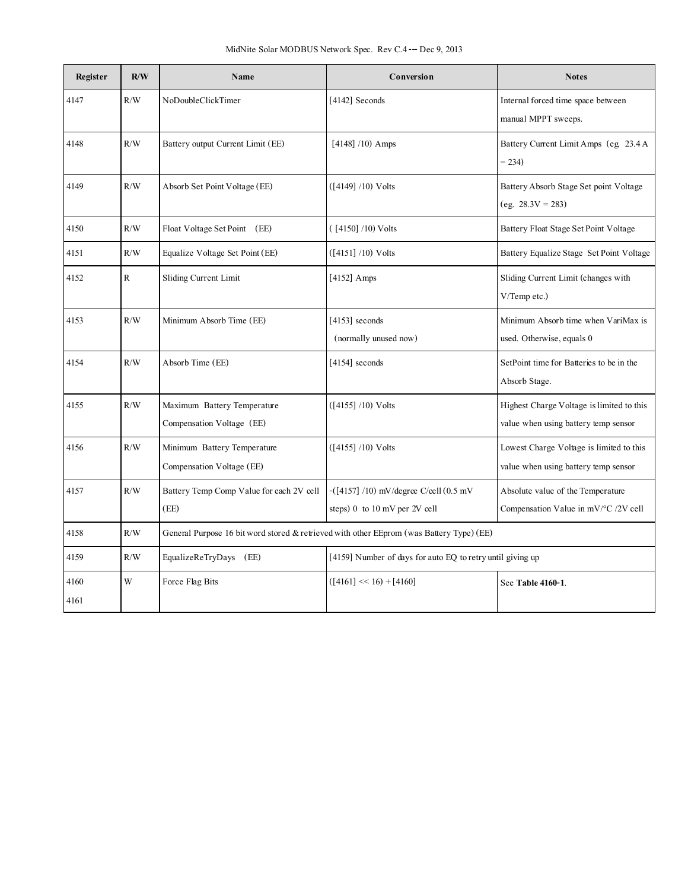| Register | R/W | Name | Conversion | Notes |
|---|---|---|---|---|
| 4147 | R/W | NoDoubleClickTimer | [4142] Seconds | Internal forced time space between manual MPPT sweeps. |
| 4148 | R/W | Battery output Current Limit (EE) | [4148] /10) Amps | Battery Current Limit Amps (eg. 23.4 A = 234) |
| 4149 | R/W | Absorb Set Point Voltage (EE) | ([4149] /10) Volts | Battery Absorb Stage Set point Voltage (eg. 28.3V = 283) |
| 4150 | R/W | Float Voltage Set Point (EE) | ( [4150] /10) Volts | Battery Float Stage Set Point Voltage |
| 4151 | R/W | Equalize Voltage Set Point (EE) | ([4151] /10) Volts | Battery Equalize Stage Set Point Voltage |
| 4152 | R | Sliding Current Limit | [4152] Amps | Sliding Current Limit (changes with V/Temp etc.) |
| 4153 | R/W | Minimum Absorb Time (EE) | [4153] seconds (normally unused now) | Minimum Absorb time when VariMax is used. Otherwise, equals 0 |
| 4154 | R/W | Absorb Time (EE) | [4154] seconds | SetPoint time for Batteries to be in the Absorb Stage. |
| 4155 | R/W | Maximum Battery Temperature Compensation Voltage (EE) | ([4155] /10) Volts | Highest Charge Voltage is limited to this value when using battery temp sensor |
| 4156 | R/W | Minimum Battery Temperature Compensation Voltage (EE) | ([4155] /10) Volts | Lowest Charge Voltage is limited to this value when using battery temp sensor |
| 4157 | R/W | Battery Temp Comp Value for each 2V cell (EE) | -([4157] /10) mV/degree C/cell (0.5 mV steps) 0 to 10 mV per 2V cell | Absolute value of the Temperature Compensation Value in mV/°C /2V cell |
| 4158 | R/W | General Purpose 16 bit word stored & retrieved with other EEprom (was Battery Type) (EE) | | |
| 4159 | R/W | EqualizeReTryDays (EE) | [4159] Number of days for auto EQ to retry until giving up | |
| 4160<br>4161 | W | Force Flag Bits | ([4161] << 16) + [4160] | See **Table 4160-1**. |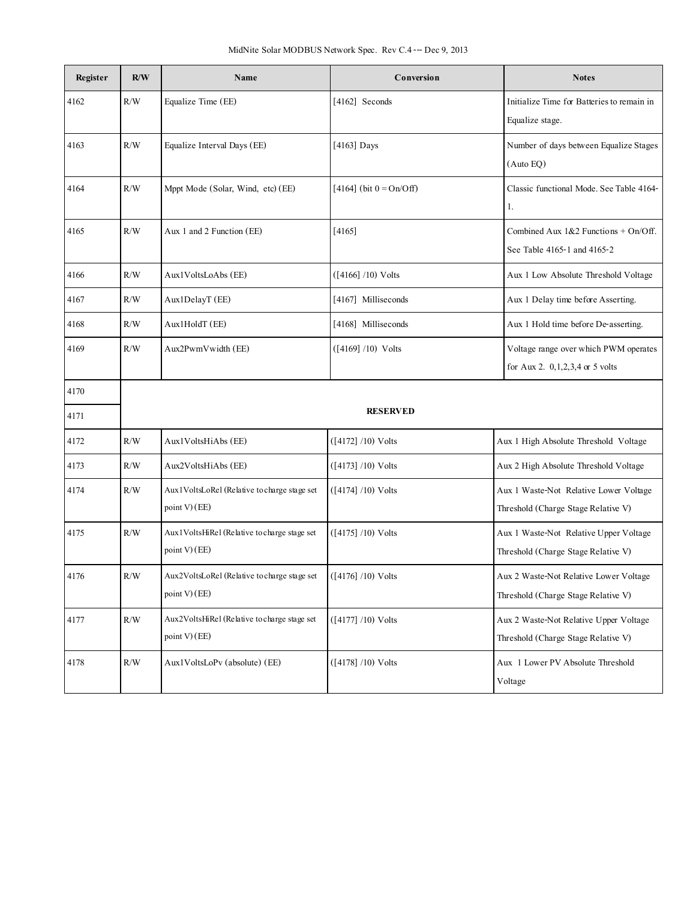| Register | R/W | Name | Conversion | Notes |
|---|---|---|---|---|
| 4162 | R/W | Equalize Time (EE) | [4162] Seconds | Initialize Time for Batteries to remain in Equalize stage. |
| 4163 | R/W | Equalize Interval Days (EE) | [4163] Days | Number of days between Equalize Stages (Auto EQ) |
| 4164 | R/W | Mppt Mode (Solar, Wind, etc) (EE) | [4164] (bit 0 = On/Off) | Classic functional Mode. See Table 4164-1. |
| 4165 | R/W | Aux 1 and 2 Function (EE) | [4165] | Combined Aux 1&2 Functions + On/Off. See Table 4165-1 and 4165-2 |
| 4166 | R/W | Aux1VoltsLoAbs (EE) | ([4166] /10) Volts | Aux 1 Low Absolute Threshold Voltage |
| 4167 | R/W | Aux1DelayT (EE) | [4167] Milliseconds | Aux 1 Delay time before Asserting. |
| 4168 | R/W | Aux1HoldT (EE) | [4168] Milliseconds | Aux 1 Hold time before De-asserting. |
| 4169 | R/W | Aux2PwmVwidth (EE) | ([4169] /10) Volts | Voltage range over which PWM operates for Aux 2. 0,1,2,3,4 or 5 volts |
| 4170 | **RESERVED** | | | |
| 4171 | **RESERVED** | | | |
| 4172 | R/W | Aux1VoltsHiAbs (EE) | ([4172] /10) Volts | Aux 1 High Absolute Threshold Voltage |
| 4173 | R/W | Aux2VoltsHiAbs (EE) | ([4173] /10) Volts | Aux 2 High Absolute Threshold Voltage |
| 4174 | R/W | Aux1VoltsLoRel (Relative to charge stage set point V) (EE) | ([4174] /10) Volts | Aux 1 Waste-Not Relative Lower Voltage Threshold (Charge Stage Relative V) |
| 4175 | R/W | Aux1VoltsHiRel (Relative to charge stage set point V) (EE) | ([4175] /10) Volts | Aux 1 Waste-Not Relative Upper Voltage Threshold (Charge Stage Relative V) |
| 4176 | R/W | Aux2VoltsLoRel (Relative to charge stage set point V) (EE) | ([4176] /10) Volts | Aux 2 Waste-Not Relative Lower Voltage Threshold (Charge Stage Relative V) |
| 4177 | R/W | Aux2VoltsHiRel (Relative to charge stage set point V) (EE) | ([4177] /10) Volts | Aux 2 Waste-Not Relative Upper Voltage Threshold (Charge Stage Relative V) |
| 4178 | R/W | Aux1VoltsLoPv (absolute) (EE) | ([4178] /10) Volts | Aux 1 Lower PV Absolute Threshold Voltage |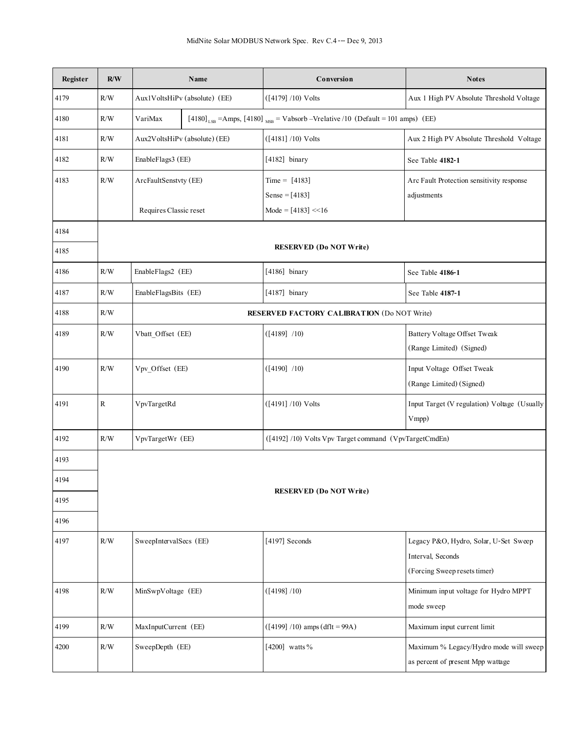| Register | R/W | Name | Conversion | Notes |
|---|---|---|---|---|
| 4179 | R/W | Aux1VoltsHiPv (absolute) (EE) | ([4179] /10) Volts | Aux 1 High PV Absolute Threshold Voltage |
| 4180 | R/W | VariMax | $[4180]_{LSB}$ =Amps, $[4180]_{MSB}$ = Vabsorb –Vrelative /10 (Default = 101 amps) (EE) | |
| 4181 | R/W | Aux2VoltsHiPv (absolute) (EE) | ([4181] /10) Volts | Aux 2 High PV Absolute Threshold Voltage |
| 4182 | R/W | EnableFlags3 (EE) | [4182] binary | See Table **4182-1** |
| 4183 | R/W | ArcFaultSenstvty (EE)<br>Requires Classic reset | Time = [4183]<br>Sense = [4183]<br>Mode = [4183] <<16 | Arc Fault Protection sensitivity response adjustments |
| 4184 | | **RESERVED (Do NOT Write)** | | |
| 4185 | | **RESERVED (Do NOT Write)** | | |
| 4186 | R/W | EnableFlags2 (EE) | [4186] binary | See Table **4186-1** |
| 4187 | R/W | EnableFlagsBits (EE) | [4187] binary | See Table **4187-1** |
| 4188 | R/W | **RESERVED FACTORY CALIBRATION** (Do NOT Write) | | |
| 4189 | R/W | Vbatt_Offset (EE) | ([4189] /10) | Battery Voltage Offset Tweak<br>(Range Limited) (Signed) |
| 4190 | R/W | Vpv_Offset (EE) | ([4190] /10) | Input Voltage Offset Tweak<br>(Range Limited) (Signed) |
| 4191 | R | VpvTargetRd | ([4191] /10) Volts | Input Target (V regulation) Voltage (Usually Vmpp) |
| 4192 | R/W | VpvTargetWr (EE) | ([4192] /10) Volts Vpv Target command (VpvTargetCmdEn) | |
| 4193 | | **RESERVED (Do NOT Write)** | | |
| 4194 | | **RESERVED (Do NOT Write)** | | |
| 4195 | | **RESERVED (Do NOT Write)** | | |
| 4196 | | **RESERVED (Do NOT Write)** | | |
| 4197 | R/W | SweepIntervalSecs (EE) | [4197] Seconds | Legacy P&O, Hydro, Solar, U-Set Sweep Interval, Seconds<br>(Forcing Sweep resets timer) |
| 4198 | R/W | MinSwpVoltage (EE) | ([4198] /10) | Minimum input voltage for Hydro MPPT mode sweep |
| 4199 | R/W | MaxInputCurrent (EE) | ([4199] /10) amps (dflt = 99A) | Maximum input current limit |
| 4200 | R/W | SweepDepth (EE) | [4200] watts % | Maximum % Legacy/Hydro mode will sweep as percent of present Mpp wattage |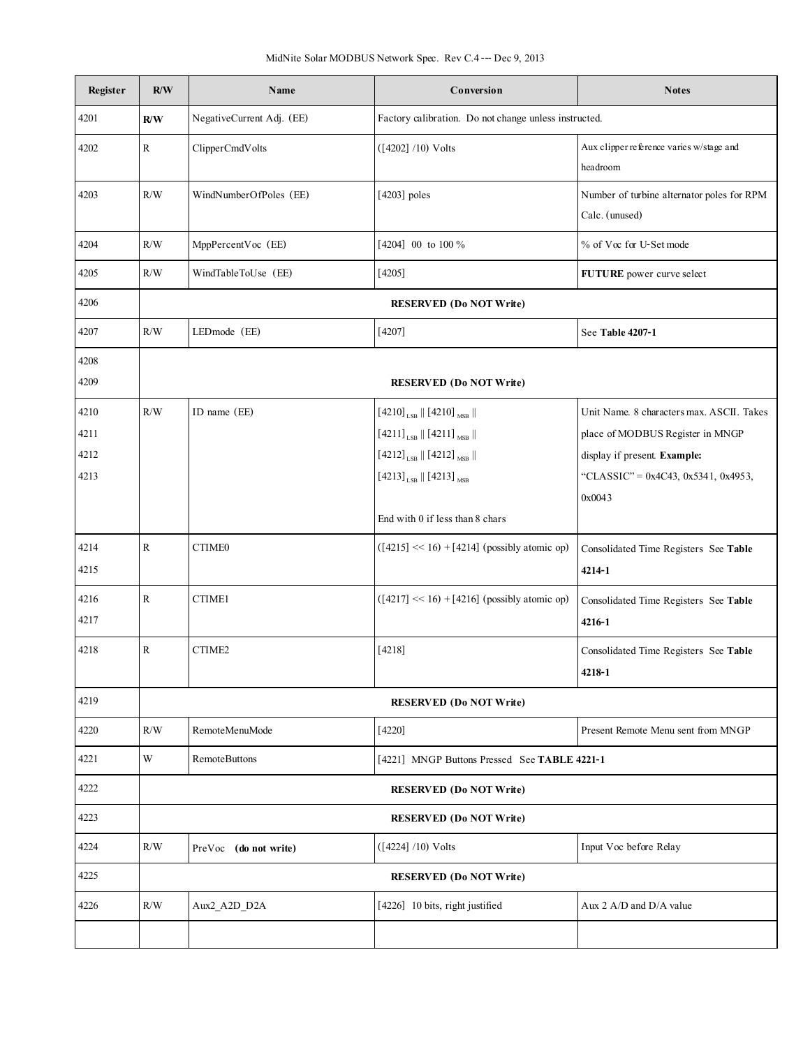| Register | R/W | Name | Conversion | Notes |
|---|---|---|---|---|
| 4201 | **R/W** | NegativeCurrent Adj. (EE) | Factory calibration. Do not change unless instructed. | |
| 4202 | R | ClipperCmdVolts | ([4202] /10) Volts | Aux clipper reference varies w/stage and headroom |
| 4203 | R/W | WindNumberOfPoles (EE) | [4203] poles | Number of turbine alternator poles for RPM Calc. (unused) |
| 4204 | R/W | MppPercentVoc (EE) | [4204] 00 to 100 % | % of Voc for U-Set mode |
| 4205 | R/W | WindTableToUse (EE) | [4205] | **FUTURE** power curve select |
| 4206 | | | **RESERVED (Do NOT Write)** | |
| 4207 | R/W | LEDmode (EE) | [4207] | See **Table 4207-1** |
| 4208<br>4209 | | | **RESERVED (Do NOT Write)** | |
| 4210<br>4211<br>4212<br>4213 | R/W | ID name (EE) | $[4210]_{LSB}$ \|\| $[4210]_{MSB}$ \|\|<br>$[4211]_{LSB}$ \|\| $[4211]_{MSB}$ \|\|<br>$[4212]_{LSB}$ \|\| $[4212]_{MSB}$ \|\|<br>$[4213]_{LSB}$ \|\| $[4213]_{MSB}$<br><br>End with 0 if less than 8 chars | Unit Name. 8 characters max. ASCII. Takes place of MODBUS Register in MNGP display if present. **Example:** "CLASSIC" = 0x4C43, 0x5341, 0x4953, 0x0043 |
| 4214<br>4215 | R | CTIME0 | ([4215] << 16) + [4214] (possibly atomic op) | Consolidated Time Registers See **Table 4214-1** |
| 4216<br>4217 | R | CTIME1 | ([4217] << 16) + [4216] (possibly atomic op) | Consolidated Time Registers See **Table 4216-1** |
| 4218 | R | CTIME2 | [4218] | Consolidated Time Registers See **Table 4218-1** |
| 4219 | | | **RESERVED (Do NOT Write)** | |
| 4220 | R/W | RemoteMenuMode | [4220] | Present Remote Menu sent from MNGP |
| 4221 | W | RemoteButtons | [4221] MNGP Buttons Pressed See **TABLE 4221-1** | |
| 4222 | | | **RESERVED (Do NOT Write)** | |
| 4223 | | | **RESERVED (Do NOT Write)** | |
| 4224 | R/W | PreVoc **(do not write)** | ([4224] /10) Volts | Input Voc before Relay |
| 4225 | | | **RESERVED (Do NOT Write)** | |
| 4226 | R/W | Aux2_A2D_D2A | [4226] 10 bits, right justified | Aux 2 A/D and D/A value |
| | | | | |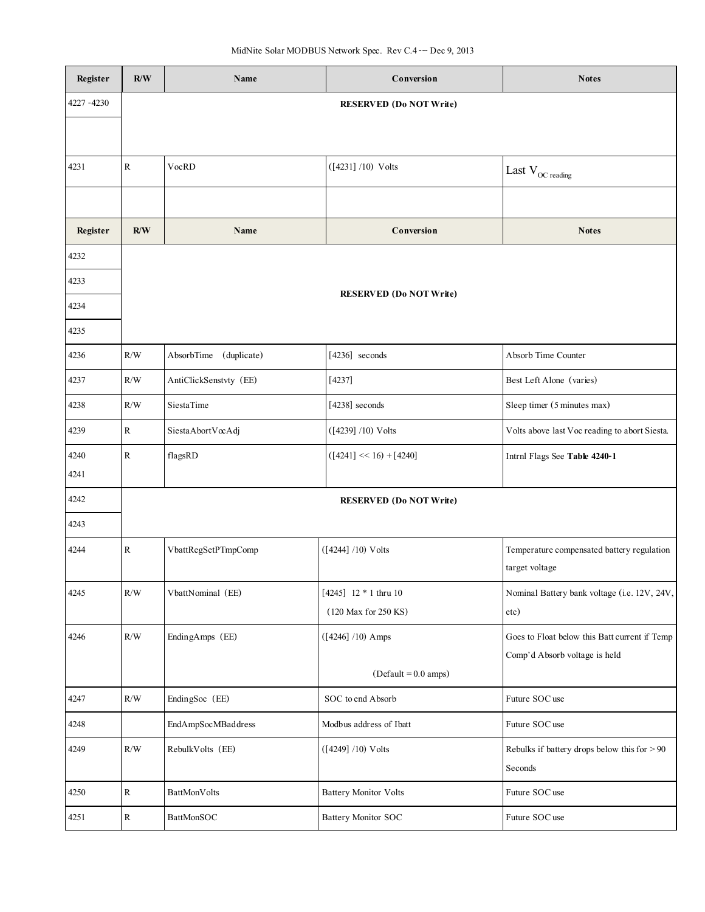| Register | R/W | Name | Conversion | Notes |
|---|---|---|---|---|
| 4227 -4230 | | | RESERVED (Do NOT Write) | |
| | | | | |
| 4231 | R | VocRD | ([4231] /10) Volts | Last $V_{OC\ reading}$ |
| | | | | |
| **Register** | **R/W** | **Name** | **Conversion** | **Notes** |
| 4232 | | | | |
| 4233 | | | RESERVED (Do NOT Write) | |
| 4234 | | | | |
| 4235 | | | | |
| 4236 | R/W | AbsorbTime (duplicate) | [4236] seconds | Absorb Time Counter |
| 4237 | R/W | AntiClickSenstvty (EE) | [4237] | Best Left Alone (varies) |
| 4238 | R/W | SiestaTime | [4238] seconds | Sleep timer (5 minutes max) |
| 4239 | R | SiestaAbortVocAdj | ([4239] /10) Volts | Volts above last Voc reading to abort Siesta. |
| 4240<br>4241 | R | flagsRD | ([4241] << 16) + [4240] | Intrnl Flags See **Table 4240-1** |
| 4242 | | | RESERVED (Do NOT Write) | |
| 4243 | | | | |
| 4244 | R | VbattRegSetPTmpComp | ([4244] /10) Volts | Temperature compensated battery regulation target voltage |
| 4245 | R/W | VbattNominal (EE) | [4245] 12 * 1 thru 10<br>(120 Max for 250 KS) | Nominal Battery bank voltage (i.e. 12V, 24V, etc) |
| 4246 | R/W | EndingAmps (EE) | ([4246] /10) Amps<br>(Default = 0.0 amps) | Goes to Float below this Batt current if Temp Comp'd Absorb voltage is held |
| 4247 | R/W | EndingSoc (EE) | SOC to end Absorb | Future SOC use |
| 4248 | | EndAmpSocMBaddress | Modbus address of Ibatt | Future SOC use |
| 4249 | R/W | RebulkVolts (EE) | ([4249] /10) Volts | Rebulks if battery drops below this for > 90 Seconds |
| 4250 | R | BattMonVolts | Battery Monitor Volts | Future SOC use |
| 4251 | R | BattMonSOC | Battery Monitor SOC | Future SOC use |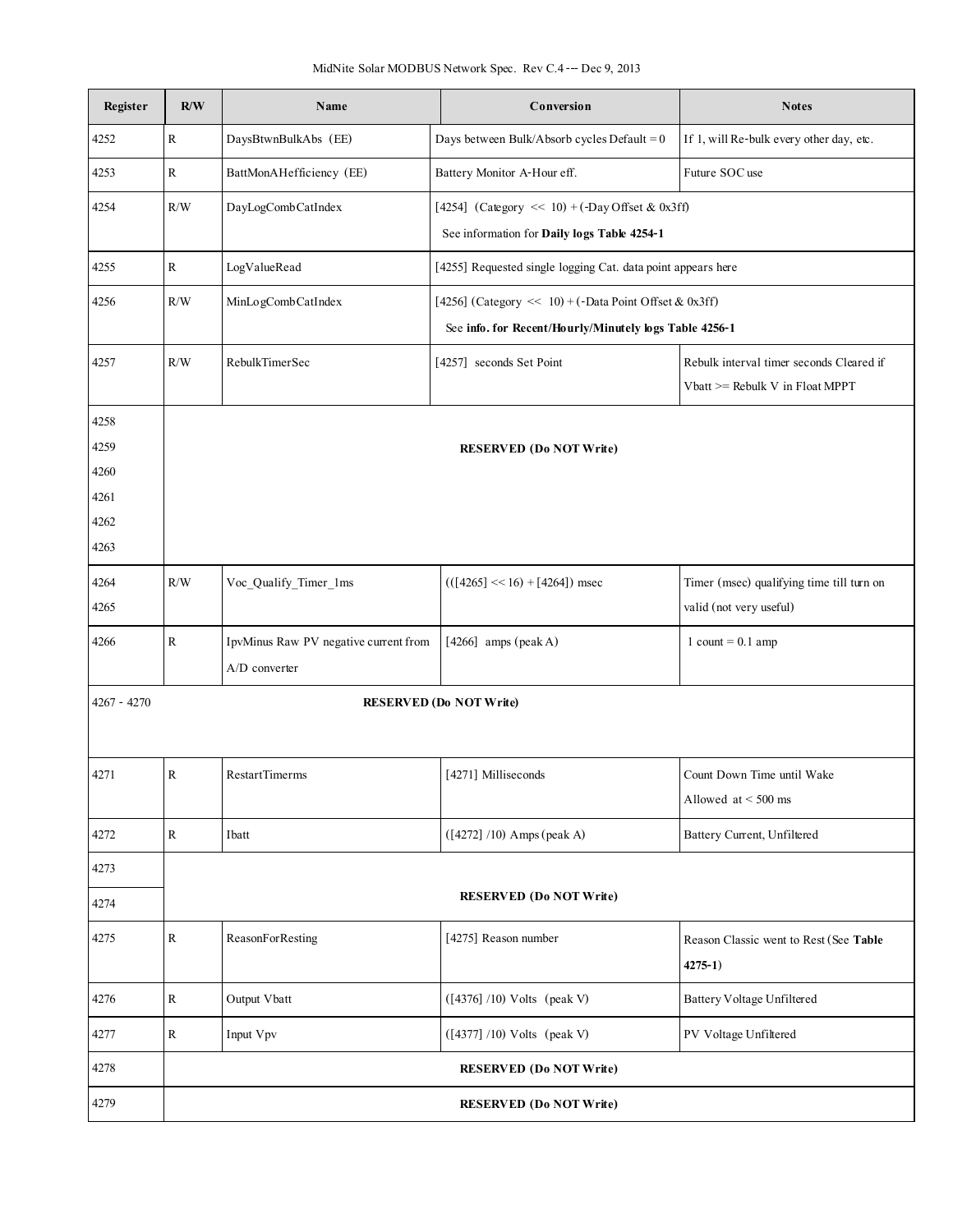| Register | R/W | Name | Conversion | Notes |
|---|---|---|---|---|
| 4252 | R | DaysBtwnBulkAbs (EE) | Days between Bulk/Absorb cycles Default = 0 | If 1, will Re-bulk every other day, etc. |
| 4253 | R | BattMonAHefficiency (EE) | Battery Monitor A-Hour eff. | Future SOC use |
| 4254 | R/W | DayLogCombCatIndex | [4254] (Category << 10) + (-Day Offset & 0x3ff) See information for **Daily logs Table 4254-1** | |
| 4255 | R | LogValueRead | [4255] Requested single logging Cat. data point appears here | |
| 4256 | R/W | MinLogCombCatIndex | [4256] (Category << 10) + (-Data Point Offset & 0x3ff) See **info. for Recent/Hourly/Minutely logs Table 4256-1** | |
| 4257 | R/W | RebulkTimerSec | [4257] seconds Set Point | Rebulk interval timer seconds Cleared if Vbatt >= Rebulk V in Float MPPT |
| 4258 4259 4260 4261 4262 4263 | **RESERVED (Do NOT Write)** | | | |
| 4264 4265 | R/W | Voc_Qualify_Timer_1ms | (([4265] << 16) + [4264]) msec | Timer (msec) qualifying time till turn on valid (not very useful) |
| 4266 | R | IpvMinus Raw PV negative current from A/D converter | [4266] amps (peak A) | 1 count = 0.1 amp |
| 4267 - 4270 | **RESERVED (Do NOT Write)** | | | |
| 4271 | R | RestartTimerms | [4271] Milliseconds | Count Down Time until Wake Allowed at < 500 ms |
| 4272 | R | Ibatt | ([4272] /10) Amps (peak A) | Battery Current, Unfiltered |
| 4273 4274 | **RESERVED (Do NOT Write)** | | | |
| 4275 | R | ReasonForResting | [4275] Reason number | Reason Classic went to Rest (See **Table 4275-1**) |
| 4276 | R | Output Vbatt | ([4376] /10) Volts (peak V) | Battery Voltage Unfiltered |
| 4277 | R | Input Vpv | ([4377] /10) Volts (peak V) | PV Voltage Unfiltered |
| 4278 | **RESERVED (Do NOT Write)** | | | |
| 4279 | **RESERVED (Do NOT Write)** | | | |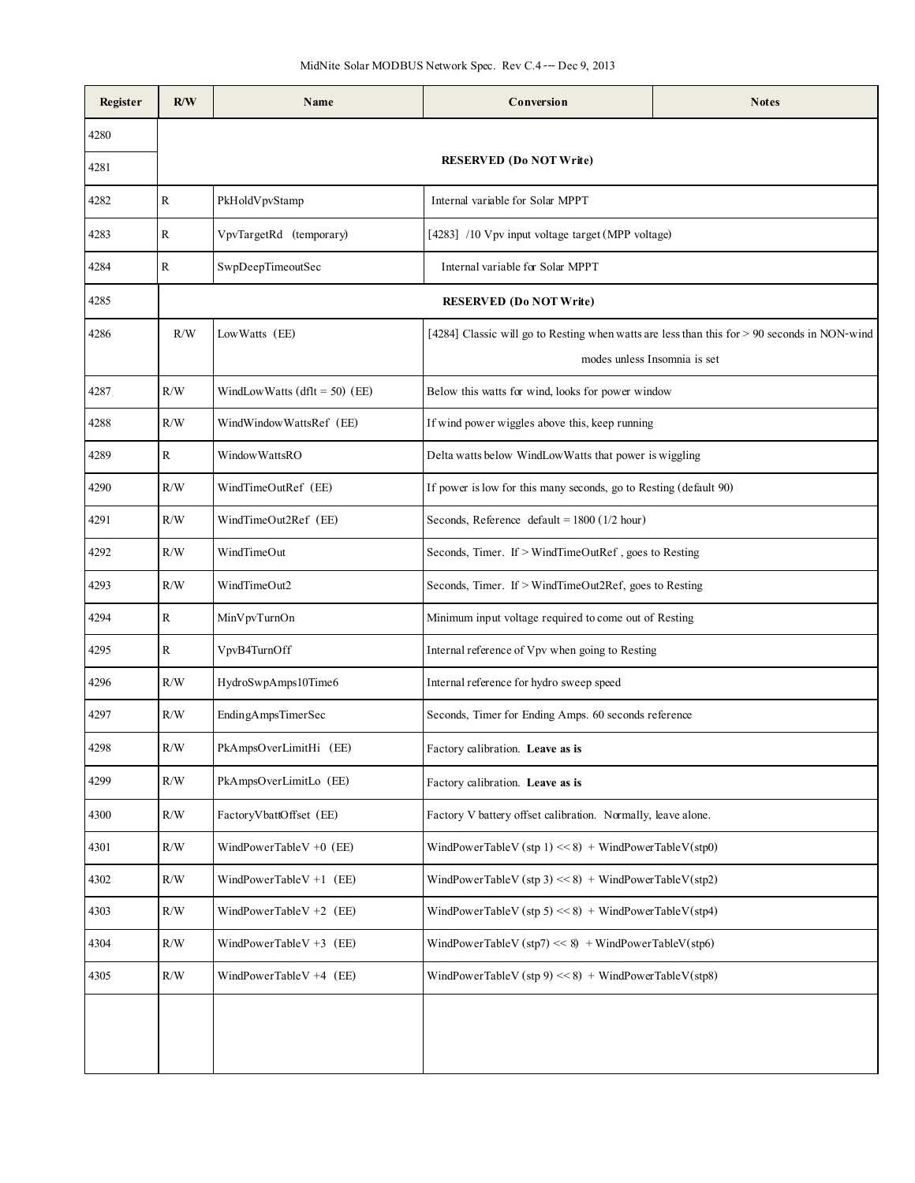| Register | R/W | Name | Conversion | Notes |
|---|---|---|---|---|
| 4280 | RESERVED (Do NOT Write) | | | |
| 4281 | | | | |
| 4282 | R | PkHoldVpvStamp | Internal variable for Solar MPPT | |
| 4283 | R | VpvTargetRd (temporary) | [4283] /10 Vpv input voltage target (MPP voltage) | |
| 4284 | R | SwpDeepTimeoutSec | Internal variable for Solar MPPT | |
| 4285 | RESERVED (Do NOT Write) | | | |
| 4286 | R/W | LowWatts (EE) | [4284] Classic will go to Resting when watts are less than this for > 90 seconds in NON-wind modes unless Insomnia is set | |
| 4287 | R/W | WindLowWatts (dflt = 50) (EE) | Below this watts for wind, looks for power window | |
| 4288 | R/W | WindWindowWattsRef (EE) | If wind power wiggles above this, keep running | |
| 4289 | R | WindowWattsRO | Delta watts below WindLowWatts that power is wiggling | |
| 4290 | R/W | WindTimeOutRef (EE) | If power is low for this many seconds, go to Resting (default 90) | |
| 4291 | R/W | WindTimeOut2Ref (EE) | Seconds, Reference default = 1800 (1/2 hour) | |
| 4292 | R/W | WindTimeOut | Seconds, Timer. If > WindTimeOutRef , goes to Resting | |
| 4293 | R/W | WindTimeOut2 | Seconds, Timer. If > WindTimeOut2Ref, goes to Resting | |
| 4294 | R | MinVpvTurnOn | Minimum input voltage required to come out of Resting | |
| 4295 | R | VpvB4TurnOff | Internal reference of Vpv when going to Resting | |
| 4296 | R/W | HydroSwpAmps10Time6 | Internal reference for hydro sweep speed | |
| 4297 | R/W | EndingAmpsTimerSec | Seconds, Timer for Ending Amps. 60 seconds reference | |
| 4298 | R/W | PkAmpsOverLimitHi (EE) | Factory calibration. **Leave as is** | |
| 4299 | R/W | PkAmpsOverLimitLo (EE) | Factory calibration. **Leave as is** | |
| 4300 | R/W | FactoryVbattOffset (EE) | Factory V battery offset calibration. Normally, leave alone. | |
| 4301 | R/W | WindPowerTableV +0 (EE) | WindPowerTableV (stp 1) << 8) + WindPowerTableV(stp0) | |
| 4302 | R/W | WindPowerTableV +1 (EE) | WindPowerTableV (stp 3) << 8) + WindPowerTableV(stp2) | |
| 4303 | R/W | WindPowerTableV +2 (EE) | WindPowerTableV (stp 5) << 8) + WindPowerTableV(stp4) | |
| 4304 | R/W | WindPowerTableV +3 (EE) | WindPowerTableV (stp7) << 8) + WindPowerTableV(stp6) | |
| 4305 | R/W | WindPowerTableV +4 (EE) | WindPowerTableV (stp 9) << 8) + WindPowerTableV(stp8) | |
| | | | | |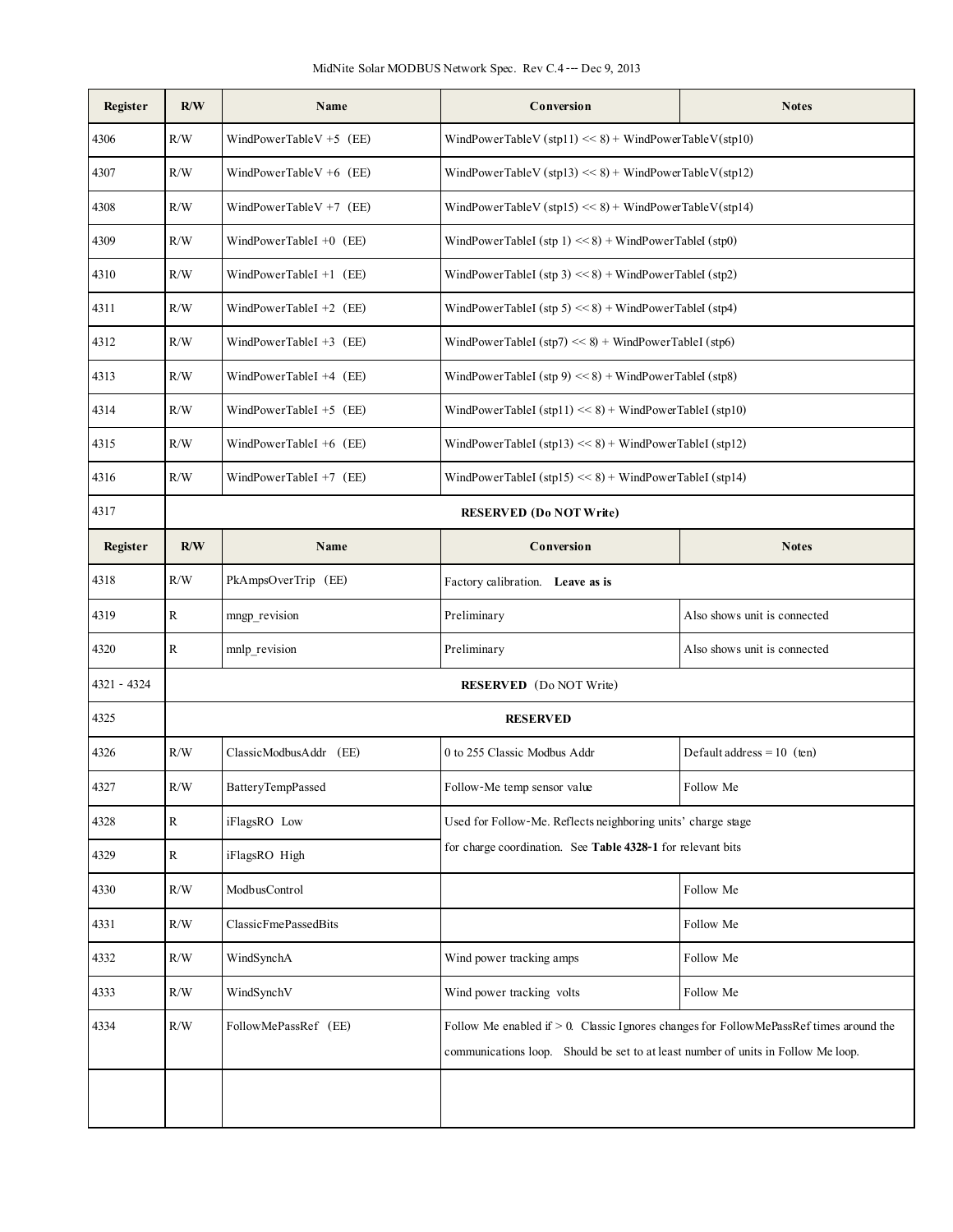| Register | R/W | Name | Conversion | Notes |
|---|---|---|---|---|
| 4306 | R/W | WindPowerTableV +5 (EE) | WindPowerTableV (stp11) << 8) + WindPowerTableV(stp10) | |
| 4307 | R/W | WindPowerTableV +6 (EE) | WindPowerTableV (stp13) << 8) + WindPowerTableV(stp12) | |
| 4308 | R/W | WindPowerTableV +7 (EE) | WindPowerTableV (stp15) << 8) + WindPowerTableV(stp14) | |
| 4309 | R/W | WindPowerTableI +0 (EE) | WindPowerTableI (stp 1) << 8) + WindPowerTableI (stp0) | |
| 4310 | R/W | WindPowerTableI +1 (EE) | WindPowerTableI (stp 3) << 8) + WindPowerTableI (stp2) | |
| 4311 | R/W | WindPowerTableI +2 (EE) | WindPowerTableI (stp 5) << 8) + WindPowerTableI (stp4) | |
| 4312 | R/W | WindPowerTableI +3 (EE) | WindPowerTableI (stp7) << 8) + WindPowerTableI (stp6) | |
| 4313 | R/W | WindPowerTableI +4 (EE) | WindPowerTableI (stp 9) << 8) + WindPowerTableI (stp8) | |
| 4314 | R/W | WindPowerTableI +5 (EE) | WindPowerTableI (stp11) << 8) + WindPowerTableI (stp10) | |
| 4315 | R/W | WindPowerTableI +6 (EE) | WindPowerTableI (stp13) << 8) + WindPowerTableI (stp12) | |
| 4316 | R/W | WindPowerTableI +7 (EE) | WindPowerTableI (stp15) << 8) + WindPowerTableI (stp14) | |
| 4317 | | | **RESERVED (Do NOT Write)** | |
| **Register** | **R/W** | **Name** | **Conversion** | **Notes** |
| 4318 | R/W | PkAmpsOverTrip (EE) | Factory calibration. **Leave as is** | |
| 4319 | R | mngp_revision | Preliminary | Also shows unit is connected |
| 4320 | R | mnlp_revision | Preliminary | Also shows unit is connected |
| 4321 - 4324 | | | **RESERVED** (Do NOT Write) | |
| 4325 | | | **RESERVED** | |
| 4326 | R/W | ClassicModbusAddr (EE) | 0 to 255 Classic Modbus Addr | Default address = 10 (ten) |
| 4327 | R/W | BatteryTempPassed | Follow-Me temp sensor value | Follow Me |
| 4328 | R | iFlagsRO Low | Used for Follow-Me. Reflects neighboring units' charge stage for charge coordination. See **Table 4328-1** for relevant bits | |
| 4329 | R | iFlagsRO High | | |
| 4330 | R/W | ModbusControl | | Follow Me |
| 4331 | R/W | ClassicFmePassedBits | | Follow Me |
| 4332 | R/W | WindSynchA | Wind power tracking amps | Follow Me |
| 4333 | R/W | WindSynchV | Wind power tracking volts | Follow Me |
| 4334 | R/W | FollowMePassRef (EE) | Follow Me enabled if > 0. Classic Ignores changes for FollowMePassRef times around the communications loop. Should be set to at least number of units in Follow Me loop. | |
| | | | | |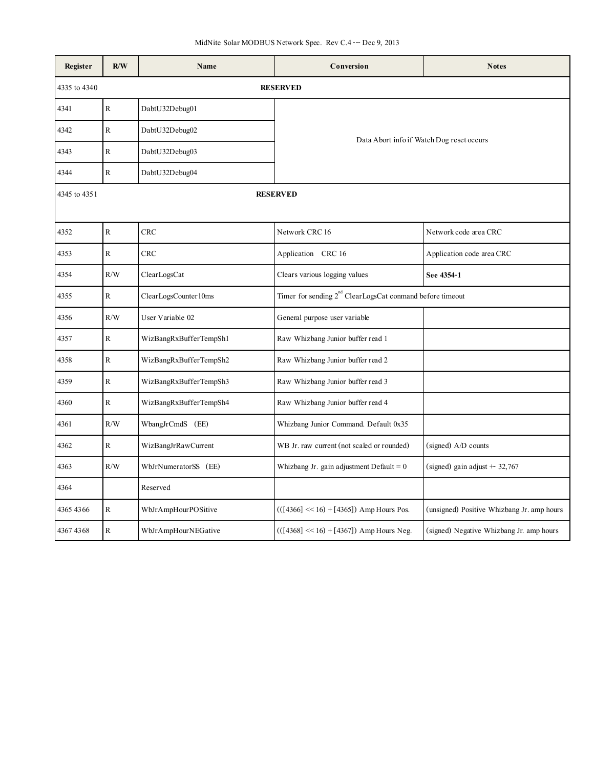| Register | R/W | Name | Conversion | Notes |
|---|---|---|---|---|
| 4335 to 4340 | | **RESERVED** | | |
| 4341 | R | DabtU32Debug01 | Data Abort info if Watch Dog reset occurs | |
| 4342 | R | DabtU32Debug02 | | |
| 4343 | R | DabtU32Debug03 | | |
| 4344 | R | DabtU32Debug04 | | |
| 4345 to 4351 | | **RESERVED** | | |
| 4352 | R | CRC | Network CRC 16 | Network code area CRC |
| 4353 | R | CRC | Application CRC 16 | Application code area CRC |
| 4354 | R/W | ClearLogsCat | Clears various logging values | **See 4354-1** |
| 4355 | R | ClearLogsCounter10ms | Timer for sending 2nd ClearLogsCat conmand before timeout | |
| 4356 | R/W | User Variable 02 | General purpose user variable | |
| 4357 | R | WizBangRxBufferTempSh1 | Raw Whizbang Junior buffer read 1 | |
| 4358 | R | WizBangRxBufferTempSh2 | Raw Whizbang Junior buffer read 2 | |
| 4359 | R | WizBangRxBufferTempSh3 | Raw Whizbang Junior buffer read 3 | |
| 4360 | R | WizBangRxBufferTempSh4 | Raw Whizbang Junior buffer read 4 | |
| 4361 | R/W | WbangJrCmdS (EE) | Whizbang Junior Command. Default 0x35 | |
| 4362 | R | WizBangJrRawCurrent | WB Jr. raw current (not scaled or rounded) | (signed) A/D counts |
| 4363 | R/W | WbJrNumeratorSS (EE) | Whizbang Jr. gain adjustment Default = 0 | (signed) gain adjust +- 32,767 |
| 4364 | | Reserved | | |
| 4365 4366 | R | WbJrAmpHourPOSitive | (([4366] << 16) + [4365]) Amp Hours Pos. | (unsigned) Positive Whizbang Jr. amp hours |
| 4367 4368 | R | WbJrAmpHourNEGative | (([4368] << 16) + [4367]) Amp Hours Neg. | (signed) Negative Whizbang Jr. amp hours |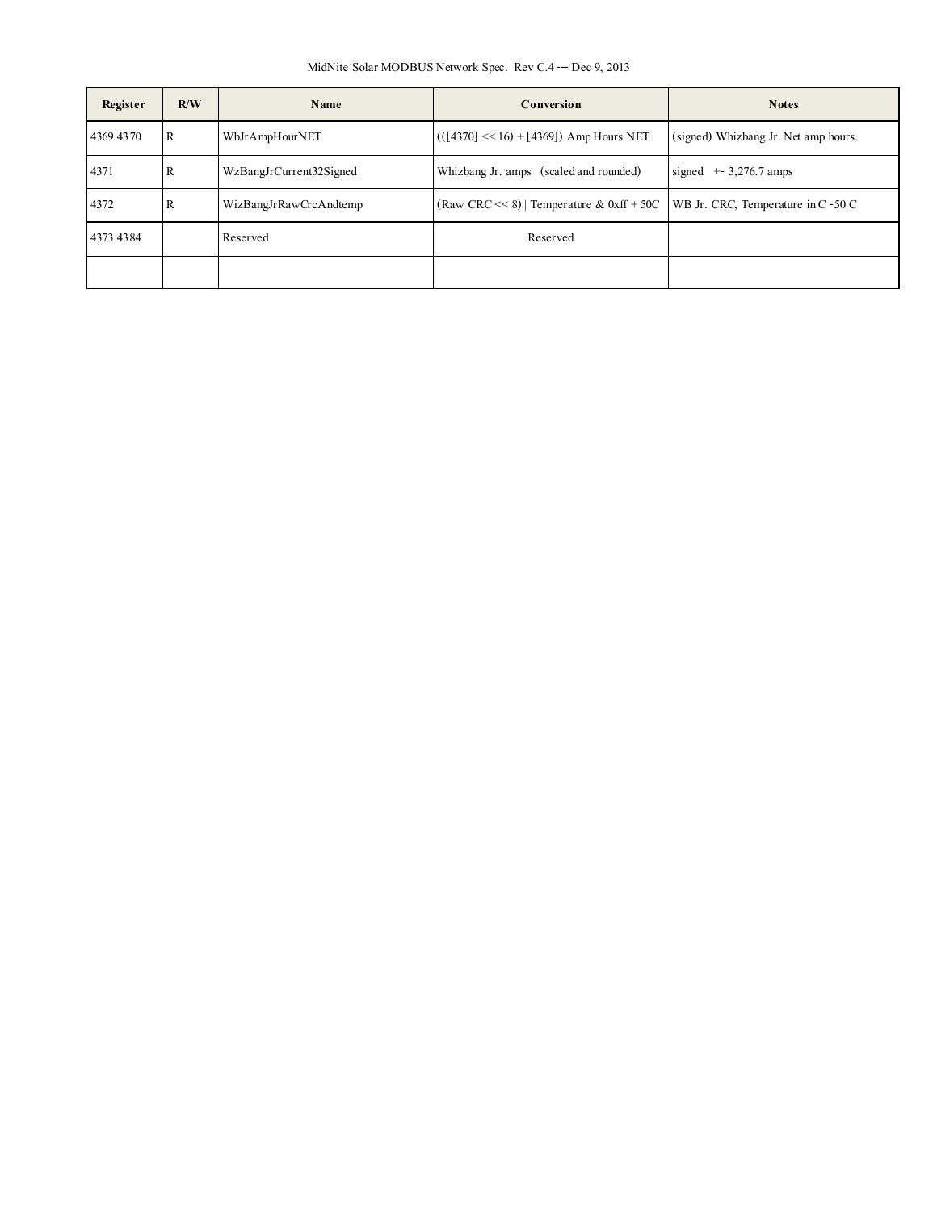| Register | R/W | Name | Conversion | Notes |
|---|---|---|---|---|
| 4369 4370 | R | WbJrAmpHourNET | (([4370] << 16) + [4369]) Amp Hours NET | (signed) Whizbang Jr. Net amp hours. |
| 4371 | R | WzBangJrCurrent32Signed | Whizbang Jr. amps (scaled and rounded) | signed +- 3,276.7 amps |
| 4372 | R | WizBangJrRawCrcAndtemp | (Raw CRC << 8) \| Temperature & 0xff + 50C | WB Jr. CRC, Temperature in C -50 C |
| 4373 4384 | | Reserved | Reserved | |
| | | | | |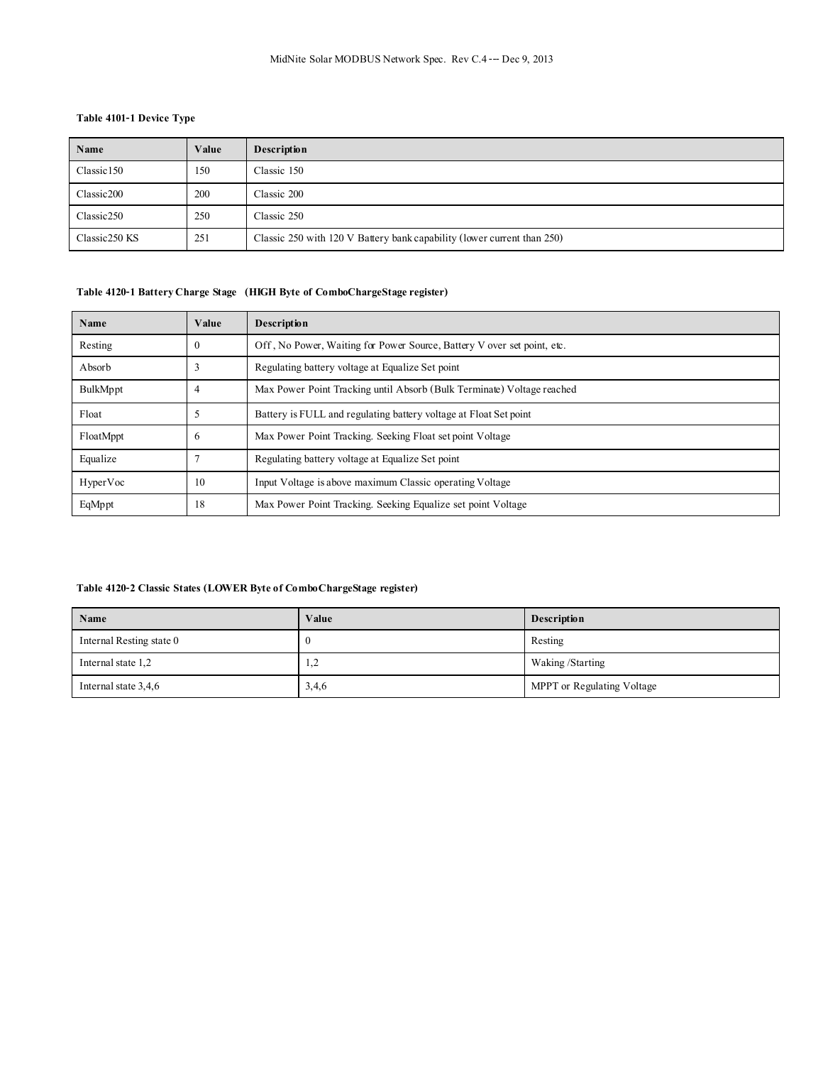**Table 4101-1 Device Type**

| Name | Value | Description |
| --- | --- | --- |
| Classic150 | 150 | Classic 150 |
| Classic200 | 200 | Classic 200 |
| Classic250 | 250 | Classic 250 |
| Classic250 KS | 251 | Classic 250 with 120 V Battery bank capability (lower current than 250) |

**Table 4120-1 Battery Charge Stage (HIGH Byte of ComboChargeStage register)**

| Name | Value | Description |
| --- | --- | --- |
| Resting | 0 | Off , No Power, Waiting for Power Source, Battery V over set point, etc. |
| Absorb | 3 | Regulating battery voltage at Equalize Set point |
| BulkMppt | 4 | Max Power Point Tracking until Absorb (Bulk Terminate) Voltage reached |
| Float | 5 | Battery is FULL and regulating battery voltage at Float Set point |
| FloatMppt | 6 | Max Power Point Tracking. Seeking Float set point Voltage |
| Equalize | 7 | Regulating battery voltage at Equalize Set point |
| HyperVoc | 10 | Input Voltage is above maximum Classic operating Voltage |
| EqMppt | 18 | Max Power Point Tracking. Seeking Equalize set point Voltage |

**Table 4120-2 Classic States (LOWER Byte of ComboChargeStage register)**

| Name | Value | Description |
| --- | --- | --- |
| Internal Resting state 0 | 0 | Resting |
| Internal state 1,2 | 1,2 | Waking /Starting |
| Internal state 3,4,6 | 3,4,6 | MPPT or Regulating Voltage |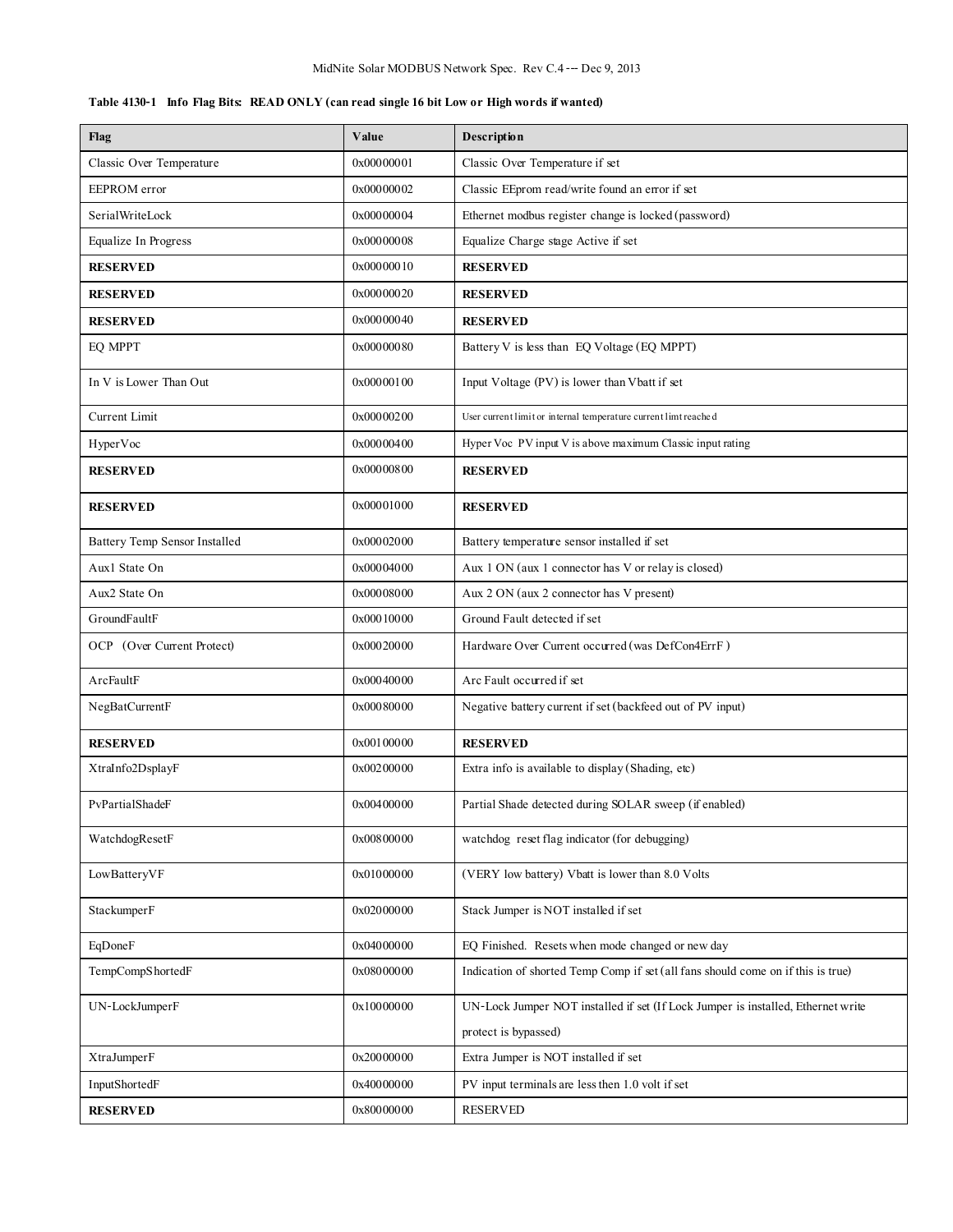**Table 4130-1 Info Flag Bits: READ ONLY (can read single 16 bit Low or High words if wanted)**

| Flag | Value | Description |
|---|---|---|
| Classic Over Temperature | 0x00000001 | Classic Over Temperature if set |
| EEPROM error | 0x00000002 | Classic EEprom read/write found an error if set |
| SerialWriteLock | 0x00000004 | Ethernet modbus register change is locked (password) |
| Equalize In Progress | 0x00000008 | Equalize Charge stage Active if set |
| **RESERVED** | 0x00000010 | **RESERVED** |
| **RESERVED** | 0x00000020 | **RESERVED** |
| **RESERVED** | 0x00000040 | **RESERVED** |
| EQ MPPT | 0x00000080 | Battery V is less than EQ Voltage (EQ MPPT) |
| In V is Lower Than Out | 0x00000100 | Input Voltage (PV) is lower than Vbatt if set |
| Current Limit | 0x00000200 | User current limit or internal temperature current limt reached |
| HyperVoc | 0x00000400 | Hyper Voc PV input V is above maximum Classic input rating |
| **RESERVED** | 0x00000800 | **RESERVED** |
| **RESERVED** | 0x00001000 | **RESERVED** |
| Battery Temp Sensor Installed | 0x00002000 | Battery temperature sensor installed if set |
| Aux1 State On | 0x00004000 | Aux 1 ON (aux 1 connector has V or relay is closed) |
| Aux2 State On | 0x00008000 | Aux 2 ON (aux 2 connector has V present) |
| GroundFaultF | 0x00010000 | Ground Fault detected if set |
| OCP (Over Current Protect) | 0x00020000 | Hardware Over Current occurred (was DefCon4ErrF ) |
| ArcFaultF | 0x00040000 | Arc Fault occurred if set |
| NegBatCurrentF | 0x00080000 | Negative battery current if set (backfeed out of PV input) |
| **RESERVED** | 0x00100000 | **RESERVED** |
| XtraInfo2DsplayF | 0x00200000 | Extra info is available to display (Shading, etc) |
| PvPartialShadeF | 0x00400000 | Partial Shade detected during SOLAR sweep (if enabled) |
| WatchdogResetF | 0x00800000 | watchdog reset flag indicator (for debugging) |
| LowBatteryVF | 0x01000000 | (VERY low battery) Vbatt is lower than 8.0 Volts |
| StackumperF | 0x02000000 | Stack Jumper is NOT installed if set |
| EqDoneF | 0x04000000 | EQ Finished. Resets when mode changed or new day |
| TempCompShortedF | 0x08000000 | Indication of shorted Temp Comp if set (all fans should come on if this is true) |
| UN-LockJumperF | 0x10000000 | UN-Lock Jumper NOT installed if set (If Lock Jumper is installed, Ethernet write protect is bypassed) |
| XtraJumperF | 0x20000000 | Extra Jumper is NOT installed if set |
| InputShortedF | 0x40000000 | PV input terminals are less then 1.0 volt if set |
| **RESERVED** | 0x80000000 | RESERVED |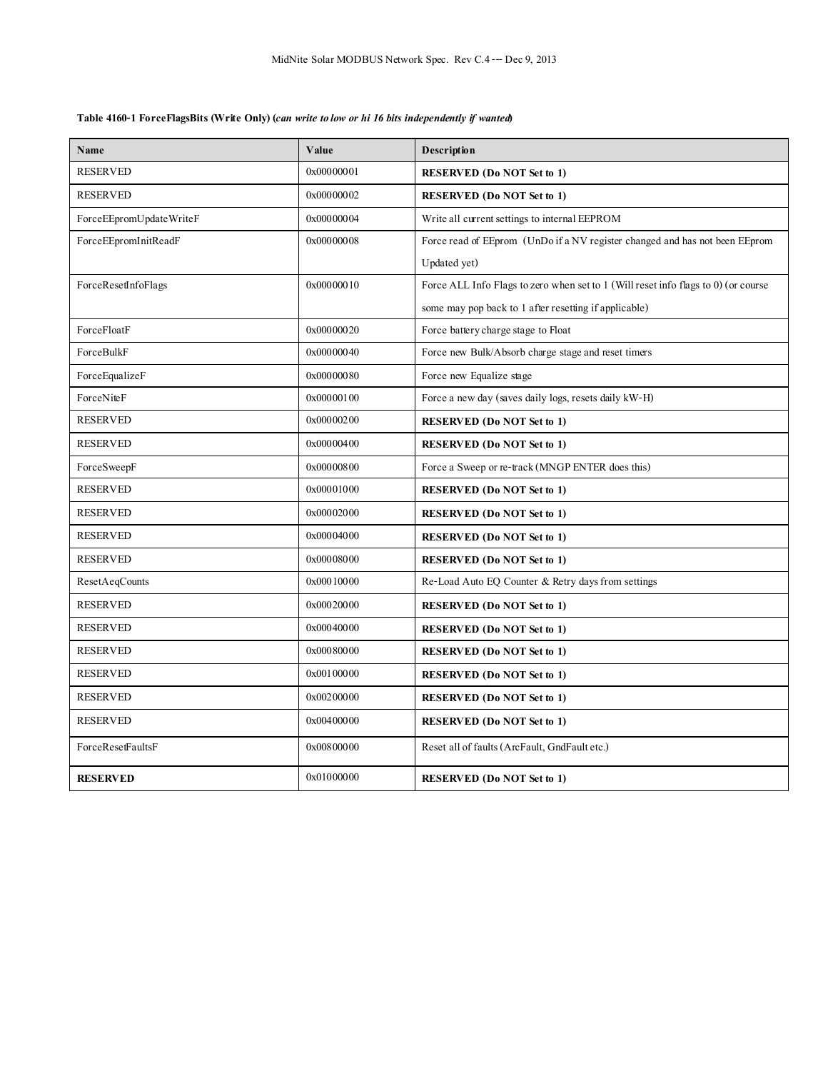**Table 4160-1 ForceFlagsBits (Write Only) (*can write to low or hi 16 bits independently if wanted*)**

| Name | Value | Description |
|---|---|---|
| RESERVED | 0x00000001 | **RESERVED (Do NOT Set to 1)** |
| RESERVED | 0x00000002 | **RESERVED (Do NOT Set to 1)** |
| ForceEEpromUpdateWriteF | 0x00000004 | Write all current settings to internal EEPROM |
| ForceEEpromInitReadF | 0x00000008 | Force read of EEprom (UnDo if a NV register changed and has not been EEprom Updated yet) |
| ForceResetInfoFlags | 0x00000010 | Force ALL Info Flags to zero when set to 1 (Will reset info flags to 0) (or course some may pop back to 1 after resetting if applicable) |
| ForceFloatF | 0x00000020 | Force battery charge stage to Float |
| ForceBulkF | 0x00000040 | Force new Bulk/Absorb charge stage and reset timers |
| ForceEqualizeF | 0x00000080 | Force new Equalize stage |
| ForceNiteF | 0x00000100 | Force a new day (saves daily logs, resets daily kW-H) |
| RESERVED | 0x00000200 | **RESERVED (Do NOT Set to 1)** |
| RESERVED | 0x00000400 | **RESERVED (Do NOT Set to 1)** |
| ForceSweepF | 0x00000800 | Force a Sweep or re-track (MNGP ENTER does this) |
| RESERVED | 0x00001000 | **RESERVED (Do NOT Set to 1)** |
| RESERVED | 0x00002000 | **RESERVED (Do NOT Set to 1)** |
| RESERVED | 0x00004000 | **RESERVED (Do NOT Set to 1)** |
| RESERVED | 0x00008000 | **RESERVED (Do NOT Set to 1)** |
| ResetAeqCounts | 0x00010000 | Re-Load Auto EQ Counter & Retry days from settings |
| RESERVED | 0x00020000 | **RESERVED (Do NOT Set to 1)** |
| RESERVED | 0x00040000 | **RESERVED (Do NOT Set to 1)** |
| RESERVED | 0x00080000 | **RESERVED (Do NOT Set to 1)** |
| RESERVED | 0x00100000 | **RESERVED (Do NOT Set to 1)** |
| RESERVED | 0x00200000 | **RESERVED (Do NOT Set to 1)** |
| RESERVED | 0x00400000 | **RESERVED (Do NOT Set to 1)** |
| ForceResetFaultsF | 0x00800000 | Reset all of faults (ArcFault, GndFault etc.) |
| **RESERVED** | 0x01000000 | **RESERVED (Do NOT Set to 1)** |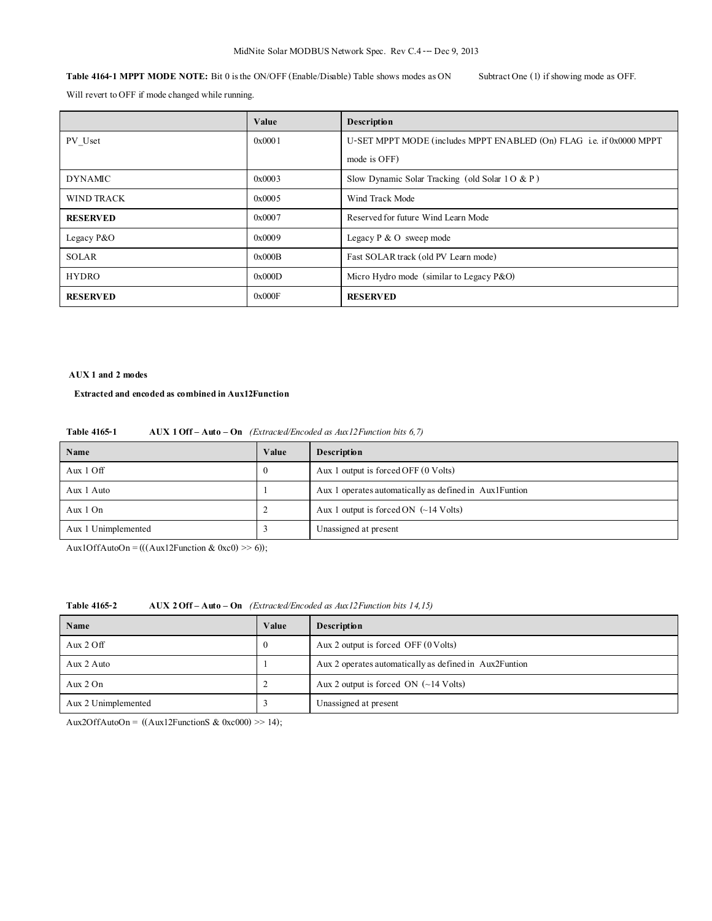**Table 4164-1 MPPT MODE NOTE:** Bit 0 is the ON/OFF (Enable/Disable) Table shows modes as ON Subtract One (1) if showing mode as OFF.

Will revert to OFF if mode changed while running.

| | Value | Description |
|---|---|---|
| PV_Uset | 0x0001 | U-SET MPPT MODE (includes MPPT ENABLED (On) FLAG i.e. if 0x0000 MPPT mode is OFF) |
| DYNAMIC | 0x0003 | Slow Dynamic Solar Tracking (old Solar 1 O & P ) |
| WIND TRACK | 0x0005 | Wind Track Mode |
| **RESERVED** | 0x0007 | Reserved for future Wind Learn Mode |
| Legacy P&O | 0x0009 | Legacy P & O sweep mode |
| SOLAR | 0x000B | Fast SOLAR track (old PV Learn mode) |
| HYDRO | 0x000D | Micro Hydro mode (similar to Legacy P&O) |
| **RESERVED** | 0x000F | **RESERVED** |

**AUX 1 and 2 modes**

**Extracted and encoded as combined in Aux12Function**

**Table 4165-1 AUX 1 Off – Auto – On** *(Extracted/Encoded as Aux12Function bits 6,7)*

| Name | Value | Description |
|---|---|---|
| Aux 1 Off | 0 | Aux 1 output is forced OFF (0 Volts) |
| Aux 1 Auto | 1 | Aux 1 operates automatically as defined in Aux1Funtion |
| Aux 1 On | 2 | Aux 1 output is forced ON (~14 Volts) |
| Aux 1 Unimplemented | 3 | Unassigned at present |

```
Aux1OffAutoOn = (((Aux12Function & 0xc0) >> 6));
```

**Table 4165-2 AUX 2 Off – Auto – On** *(Extracted/Encoded as Aux12Function bits 14,15)*

| Name | Value | Description |
|---|---|---|
| Aux 2 Off | 0 | Aux 2 output is forced OFF (0 Volts) |
| Aux 2 Auto | 1 | Aux 2 operates automatically as defined in Aux2Funtion |
| Aux 2 On | 2 | Aux 2 output is forced ON (~14 Volts) |
| Aux 2 Unimplemented | 3 | Unassigned at present |

```
Aux2OffAutoOn = ((Aux12FunctionS & 0xc000) >> 14);
```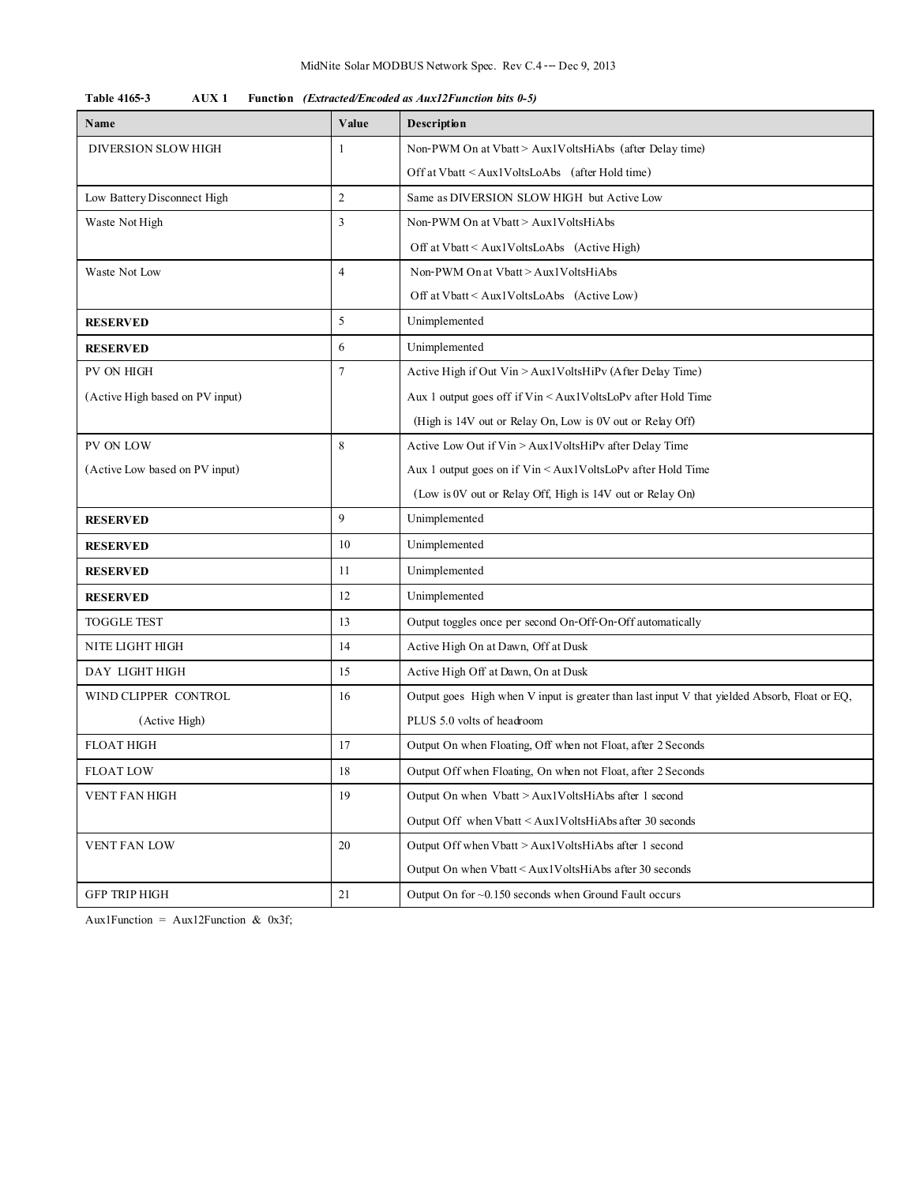**Table 4165-3 AUX 1 Function** ***(Extracted/Encoded as Aux12Function bits 0-5)***

| Name | Value | Description |
|---|---|---|
| DIVERSION SLOW HIGH | 1 | Non-PWM On at Vbatt > Aux1VoltsHiAbs (after Delay time)<br>Off at Vbatt < Aux1VoltsLoAbs (after Hold time) |
| Low Battery Disconnect High | 2 | Same as DIVERSION SLOW HIGH but Active Low |
| Waste Not High | 3 | Non-PWM On at Vbatt > Aux1VoltsHiAbs<br>Off at Vbatt < Aux1VoltsLoAbs (Active High) |
| Waste Not Low | 4 | Non-PWM On at Vbatt > Aux1VoltsHiAbs<br>Off at Vbatt < Aux1VoltsLoAbs (Active Low) |
| **RESERVED** | 5 | Unimplemented |
| **RESERVED** | 6 | Unimplemented |
| PV ON HIGH<br>(Active High based on PV input) | 7 | Active High if Out Vin > Aux1VoltsHiPv (After Delay Time)<br>Aux 1 output goes off if Vin < Aux1VoltsLoPv after Hold Time<br>(High is 14V out or Relay On, Low is 0V out or Relay Off) |
| PV ON LOW<br>(Active Low based on PV input) | 8 | Active Low Out if Vin > Aux1VoltsHiPv after Delay Time<br>Aux 1 output goes on if Vin < Aux1VoltsLoPv after Hold Time<br>(Low is 0V out or Relay Off, High is 14V out or Relay On) |
| **RESERVED** | 9 | Unimplemented |
| **RESERVED** | 10 | Unimplemented |
| **RESERVED** | 11 | Unimplemented |
| **RESERVED** | 12 | Unimplemented |
| TOGGLE TEST | 13 | Output toggles once per second On-Off-On-Off automatically |
| NITE LIGHT HIGH | 14 | Active High On at Dawn, Off at Dusk |
| DAY LIGHT HIGH | 15 | Active High Off at Dawn, On at Dusk |
| WIND CLIPPER CONTROL<br>(Active High) | 16 | Output goes High when V input is greater than last input V that yielded Absorb, Float or EQ,<br>PLUS 5.0 volts of headroom |
| FLOAT HIGH | 17 | Output On when Floating, Off when not Float, after 2 Seconds |
| FLOAT LOW | 18 | Output Off when Floating, On when not Float, after 2 Seconds |
| VENT FAN HIGH | 19 | Output On when Vbatt > Aux1VoltsHiAbs after 1 second<br>Output Off when Vbatt < Aux1VoltsHiAbs after 30 seconds |
| VENT FAN LOW | 20 | Output Off when Vbatt > Aux1VoltsHiAbs after 1 second<br>Output On when Vbatt < Aux1VoltsHiAbs after 30 seconds |
| GFP TRIP HIGH | 21 | Output On for ~0.150 seconds when Ground Fault occurs |

Aux1Function = Aux12Function & 0x3f;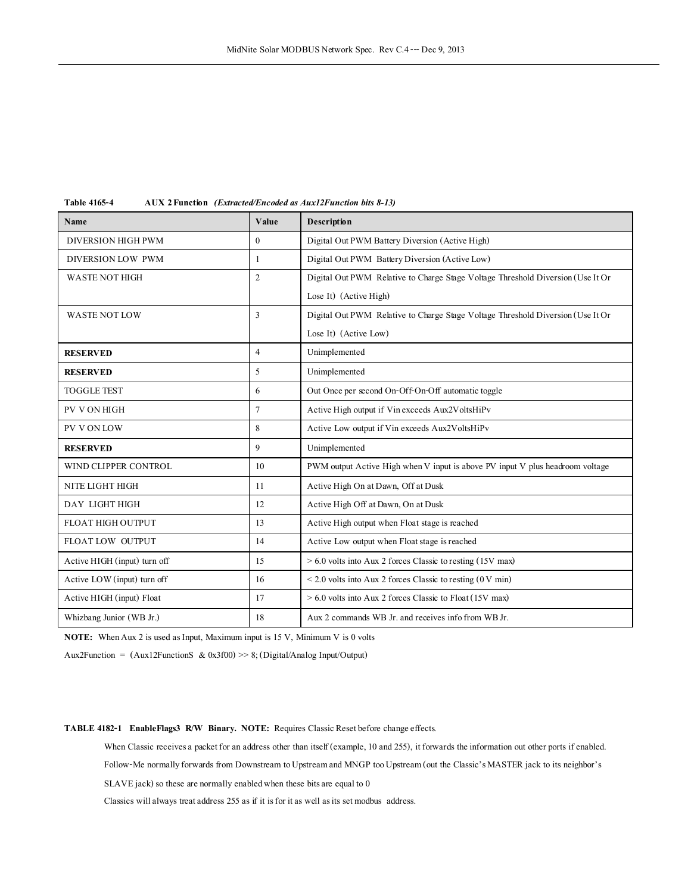**Table 4165-4 AUX 2 Function** *(Extracted/Encoded as Aux12Function bits 8-13)*

| Name | Value | Description |
|---|---|---|
| DIVERSION HIGH PWM | 0 | Digital Out PWM Battery Diversion (Active High) |
| DIVERSION LOW PWM | 1 | Digital Out PWM Battery Diversion (Active Low) |
| WASTE NOT HIGH | 2 | Digital Out PWM Relative to Charge Stage Voltage Threshold Diversion (Use It Or Lose It) (Active High) |
| WASTE NOT LOW | 3 | Digital Out PWM Relative to Charge Stage Voltage Threshold Diversion (Use It Or Lose It) (Active Low) |
| **RESERVED** | 4 | Unimplemented |
| **RESERVED** | 5 | Unimplemented |
| TOGGLE TEST | 6 | Out Once per second On-Off-On-Off automatic toggle |
| PV V ON HIGH | 7 | Active High output if Vin exceeds Aux2VoltsHiPv |
| PV V ON LOW | 8 | Active Low output if Vin exceeds Aux2VoltsHiPv |
| **RESERVED** | 9 | Unimplemented |
| WIND CLIPPER CONTROL | 10 | PWM output Active High when V input is above PV input V plus headroom voltage |
| NITE LIGHT HIGH | 11 | Active High On at Dawn, Off at Dusk |
| DAY LIGHT HIGH | 12 | Active High Off at Dawn, On at Dusk |
| FLOAT HIGH OUTPUT | 13 | Active High output when Float stage is reached |
| FLOAT LOW OUTPUT | 14 | Active Low output when Float stage is reached |
| Active HIGH (input) turn off | 15 | > 6.0 volts into Aux 2 forces Classic to resting (15V max) |
| Active LOW (input) turn off | 16 | < 2.0 volts into Aux 2 forces Classic to resting (0 V min) |
| Active HIGH (input) Float | 17 | > 6.0 volts into Aux 2 forces Classic to Float (15V max) |
| Whizbang Junior (WB Jr.) | 18 | Aux 2 commands WB Jr. and receives info from WB Jr. |

**NOTE:** When Aux 2 is used as Input, Maximum input is 15 V, Minimum V is 0 volts

Aux2Function = (Aux12FunctionS & 0x3f00) >> 8; (Digital/Analog Input/Output)

**TABLE 4182-1 EnableFlags3 R/W Binary. NOTE:** Requires Classic Reset before change effects.

When Classic receives a packet for an address other than itself (example, 10 and 255), it forwards the information out other ports if enabled. Follow-Me normally forwards from Downstream to Upstream and MNGP too Upstream (out the Classic's MASTER jack to its neighbor's SLAVE jack) so these are normally enabled when these bits are equal to 0

Classics will always treat address 255 as if it is for it as well as its set modbus address.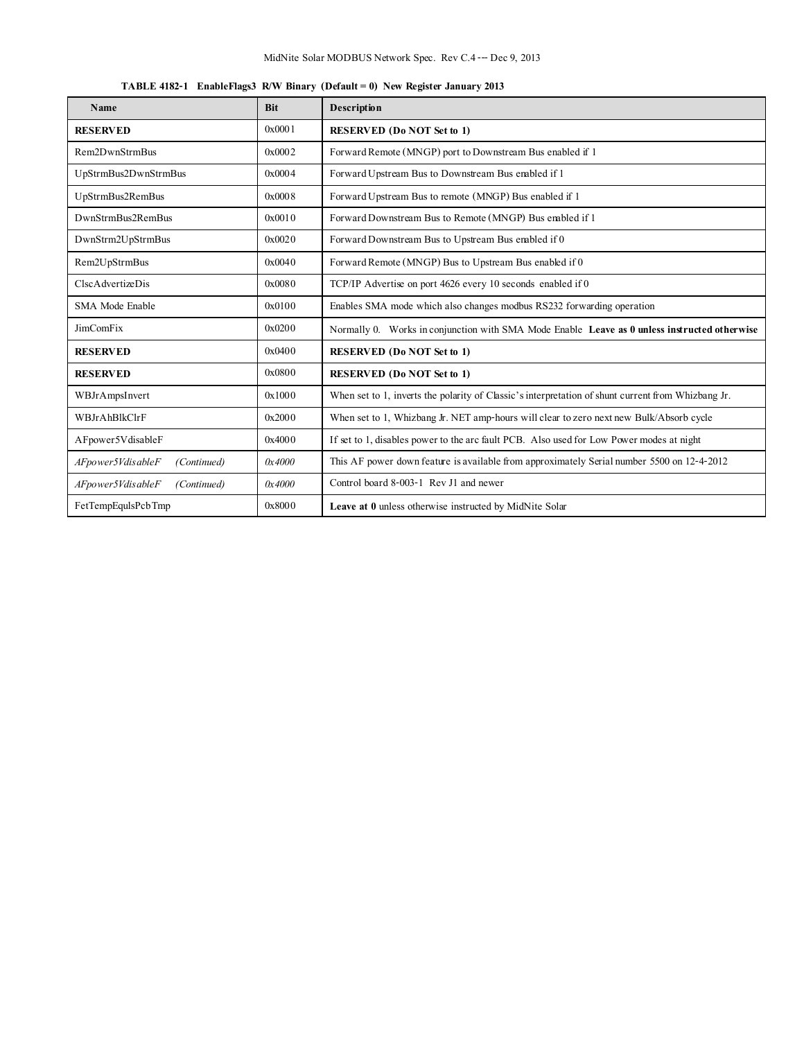**TABLE 4182-1 EnableFlags3 R/W Binary (Default = 0) New Register January 2013**

| Name | Bit | Description |
|---|---|---|
| **RESERVED** | 0x0001 | **RESERVED (Do NOT Set to 1)** |
| Rem2DwnStrmBus | 0x0002 | Forward Remote (MNGP) port to Downstream Bus enabled if 1 |
| UpStrmBus2DwnStrmBus | 0x0004 | Forward Upstream Bus to Downstream Bus enabled if 1 |
| UpStrmBus2RemBus | 0x0008 | Forward Upstream Bus to remote (MNGP) Bus enabled if 1 |
| DwnStrmBus2RemBus | 0x0010 | Forward Downstream Bus to Remote (MNGP) Bus enabled if 1 |
| DwnStrm2UpStrmBus | 0x0020 | Forward Downstream Bus to Upstream Bus enabled if 0 |
| Rem2UpStrmBus | 0x0040 | Forward Remote (MNGP) Bus to Upstream Bus enabled if 0 |
| ClscAdvertizeDis | 0x0080 | TCP/IP Advertise on port 4626 every 10 seconds enabled if 0 |
| SMA Mode Enable | 0x0100 | Enables SMA mode which also changes modbus RS232 forwarding operation |
| JimComFix | 0x0200 | Normally 0. Works in conjunction with SMA Mode Enable **Leave as 0 unless instructed otherwise** |
| **RESERVED** | 0x0400 | **RESERVED (Do NOT Set to 1)** |
| **RESERVED** | 0x0800 | **RESERVED (Do NOT Set to 1)** |
| WBJrAmpsInvert | 0x1000 | When set to 1, inverts the polarity of Classic's interpretation of shunt current from Whizbang Jr. |
| WBJrAhBlkClrF | 0x2000 | When set to 1, Whizbang Jr. NET amp-hours will clear to zero next new Bulk/Absorb cycle |
| AFpower5VdisableF | 0x4000 | If set to 1, disables power to the arc fault PCB. Also used for Low Power modes at night |
| *AFpower5VdisableF (Continued)* | *0x4000* | This AF power down feature is available from approximately Serial number 5500 on 12-4-2012 |
| *AFpower5VdisableF (Continued)* | *0x4000* | Control board 8-003-1 Rev J1 and newer |
| FetTempEqulsPcbTmp | 0x8000 | **Leave at 0** unless otherwise instructed by MidNite Solar |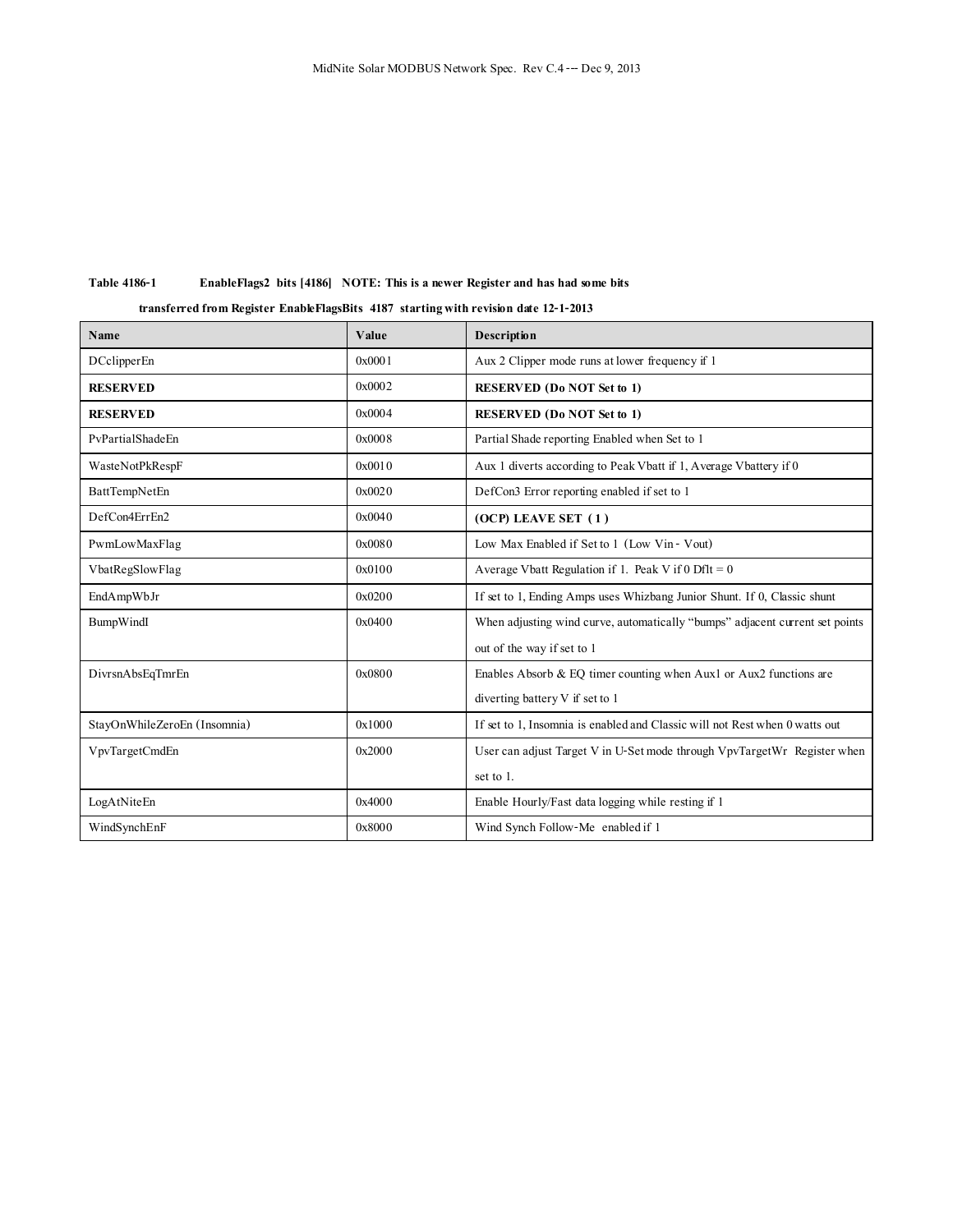**Table 4186-1 EnableFlags2 bits [4186] NOTE: This is a newer Register and has had some bits transferred from Register EnableFlagsBits 4187 starting with revision date 12-1-2013**

| Name | Value | Description |
|---|---|---|
| DCclipperEn | 0x0001 | Aux 2 Clipper mode runs at lower frequency if 1 |
| **RESERVED** | 0x0002 | **RESERVED (Do NOT Set to 1)** |
| **RESERVED** | 0x0004 | **RESERVED (Do NOT Set to 1)** |
| PvPartialShadeEn | 0x0008 | Partial Shade reporting Enabled when Set to 1 |
| WasteNotPkRespF | 0x0010 | Aux 1 diverts according to Peak Vbatt if 1, Average Vbattery if 0 |
| BattTempNetEn | 0x0020 | DefCon3 Error reporting enabled if set to 1 |
| DefCon4ErrEn2 | 0x0040 | **(OCP) LEAVE SET (1)** |
| PwmLowMaxFlag | 0x0080 | Low Max Enabled if Set to 1 (Low Vin - Vout) |
| VbatRegSlowFlag | 0x0100 | Average Vbatt Regulation if 1. Peak V if 0 Dflt = 0 |
| EndAmpWbJr | 0x0200 | If set to 1, Ending Amps uses Whizbang Junior Shunt. If 0, Classic shunt |
| BumpWindI | 0x0400 | When adjusting wind curve, automatically "bumps" adjacent current set points out of the way if set to 1 |
| DivrsnAbsEqTmrEn | 0x0800 | Enables Absorb & EQ timer counting when Aux1 or Aux2 functions are diverting battery V if set to 1 |
| StayOnWhileZeroEn (Insomnia) | 0x1000 | If set to 1, Insomnia is enabled and Classic will not Rest when 0 watts out |
| VpvTargetCmdEn | 0x2000 | User can adjust Target V in U-Set mode through VpvTargetWr Register when set to 1. |
| LogAtNiteEn | 0x4000 | Enable Hourly/Fast data logging while resting if 1 |
| WindSynchEnF | 0x8000 | Wind Synch Follow-Me enabled if 1 |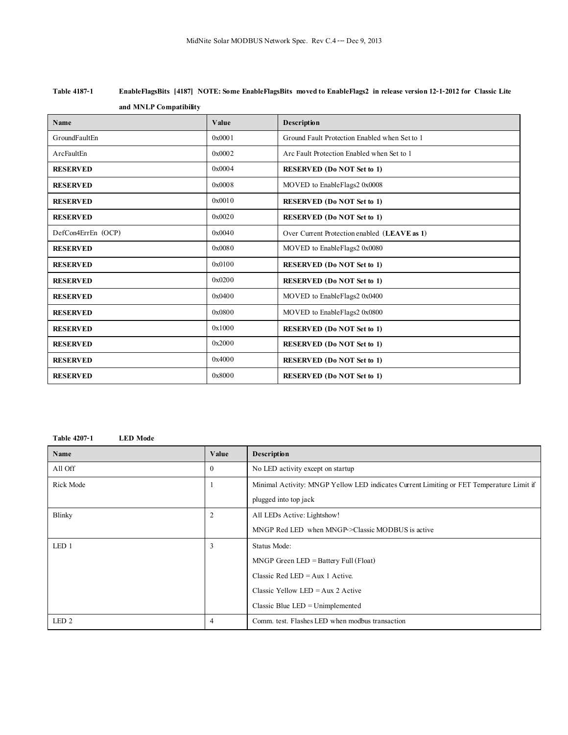**Table 4187-1 EnableFlagsBits [4187] NOTE: Some EnableFlagsBits moved to EnableFlags2 in release version 12-1-2012 for Classic Lite and MNLP Compatibility**

| Name | Value | Description |
|---|---|---|
| GroundFaultEn | 0x0001 | Ground Fault Protection Enabled when Set to 1 |
| ArcFaultEn | 0x0002 | Arc Fault Protection Enabled when Set to 1 |
| **RESERVED** | 0x0004 | **RESERVED (Do NOT Set to 1)** |
| **RESERVED** | 0x0008 | MOVED to EnableFlags2 0x0008 |
| **RESERVED** | 0x0010 | **RESERVED (Do NOT Set to 1)** |
| **RESERVED** | 0x0020 | **RESERVED (Do NOT Set to 1)** |
| DefCon4ErrEn (OCP) | 0x0040 | Over Current Protection enabled (**LEAVE as 1**) |
| **RESERVED** | 0x0080 | MOVED to EnableFlags2 0x0080 |
| **RESERVED** | 0x0100 | **RESERVED (Do NOT Set to 1)** |
| **RESERVED** | 0x0200 | **RESERVED (Do NOT Set to 1)** |
| **RESERVED** | 0x0400 | MOVED to EnableFlags2 0x0400 |
| **RESERVED** | 0x0800 | MOVED to EnableFlags2 0x0800 |
| **RESERVED** | 0x1000 | **RESERVED (Do NOT Set to 1)** |
| **RESERVED** | 0x2000 | **RESERVED (Do NOT Set to 1)** |
| **RESERVED** | 0x4000 | **RESERVED (Do NOT Set to 1)** |
| **RESERVED** | 0x8000 | **RESERVED (Do NOT Set to 1)** |

**Table 4207-1 LED Mode**

| Name | Value | Description |
|---|---|---|
| All Off | 0 | No LED activity except on startup |
| Rick Mode | 1 | Minimal Activity: MNGP Yellow LED indicates Current Limiting or FET Temperature Limit if plugged into top jack |
| Blinky | 2 | All LEDs Active: Lightshow!<br>MNGP Red LED when MNGP->Classic MODBUS is active |
| LED 1 | 3 | Status Mode:<br>MNGP Green LED = Battery Full (Float)<br>Classic Red LED = Aux 1 Active.<br>Classic Yellow LED = Aux 2 Active<br>Classic Blue LED = Unimplemented |
| LED 2 | 4 | Comm. test. Flashes LED when modbus transaction |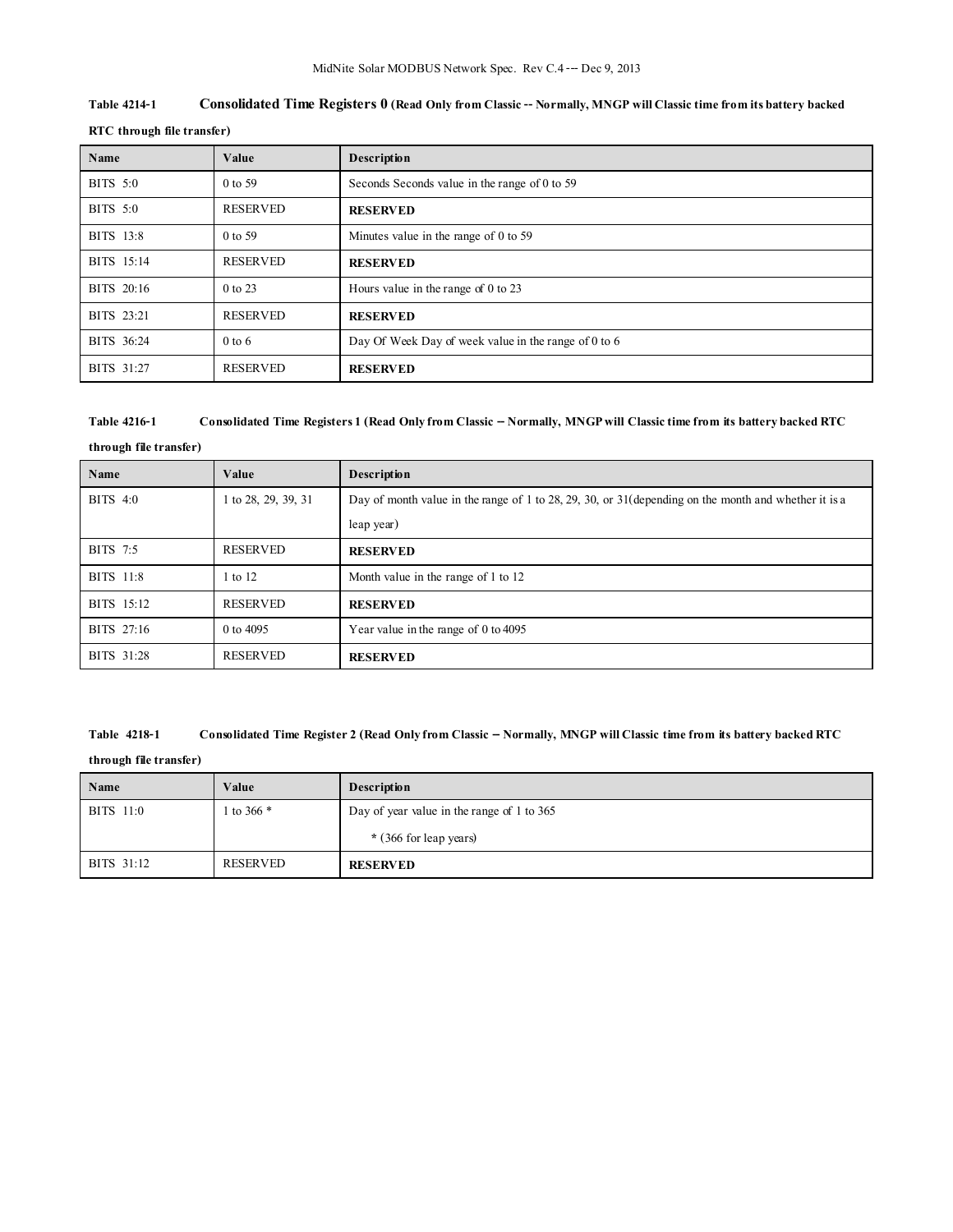**Table 4214-1 Consolidated Time Registers 0 (Read Only from Classic -- Normally, MNGP will Classic time from its battery backed RTC through file transfer)**

| Name | Value | Description |
|---|---|---|
| BITS 5:0 | 0 to 59 | Seconds Seconds value in the range of 0 to 59 |
| BITS 5:0 | RESERVED | **RESERVED** |
| BITS 13:8 | 0 to 59 | Minutes value in the range of 0 to 59 |
| BITS 15:14 | RESERVED | **RESERVED** |
| BITS 20:16 | 0 to 23 | Hours value in the range of 0 to 23 |
| BITS 23:21 | RESERVED | **RESERVED** |
| BITS 36:24 | 0 to 6 | Day Of Week Day of week value in the range of 0 to 6 |
| BITS 31:27 | RESERVED | **RESERVED** |

**Table 4216-1 Consolidated Time Registers 1 (Read Only from Classic – Normally, MNGP will Classic time from its battery backed RTC through file transfer)**

| Name | Value | Description |
|---|---|---|
| BITS 4:0 | 1 to 28, 29, 39, 31 | Day of month value in the range of 1 to 28, 29, 30, or 31(depending on the month and whether it is a leap year) |
| BITS 7:5 | RESERVED | **RESERVED** |
| BITS 11:8 | 1 to 12 | Month value in the range of 1 to 12 |
| BITS 15:12 | RESERVED | **RESERVED** |
| BITS 27:16 | 0 to 4095 | Year value in the range of 0 to 4095 |
| BITS 31:28 | RESERVED | **RESERVED** |

**Table 4218-1 Consolidated Time Register 2 (Read Only from Classic – Normally, MNGP will Classic time from its battery backed RTC through file transfer)**

| Name | Value | Description |
|---|---|---|
| BITS 11:0 | 1 to 366 * | Day of year value in the range of 1 to 365<br>* (366 for leap years) |
| BITS 31:12 | RESERVED | **RESERVED** |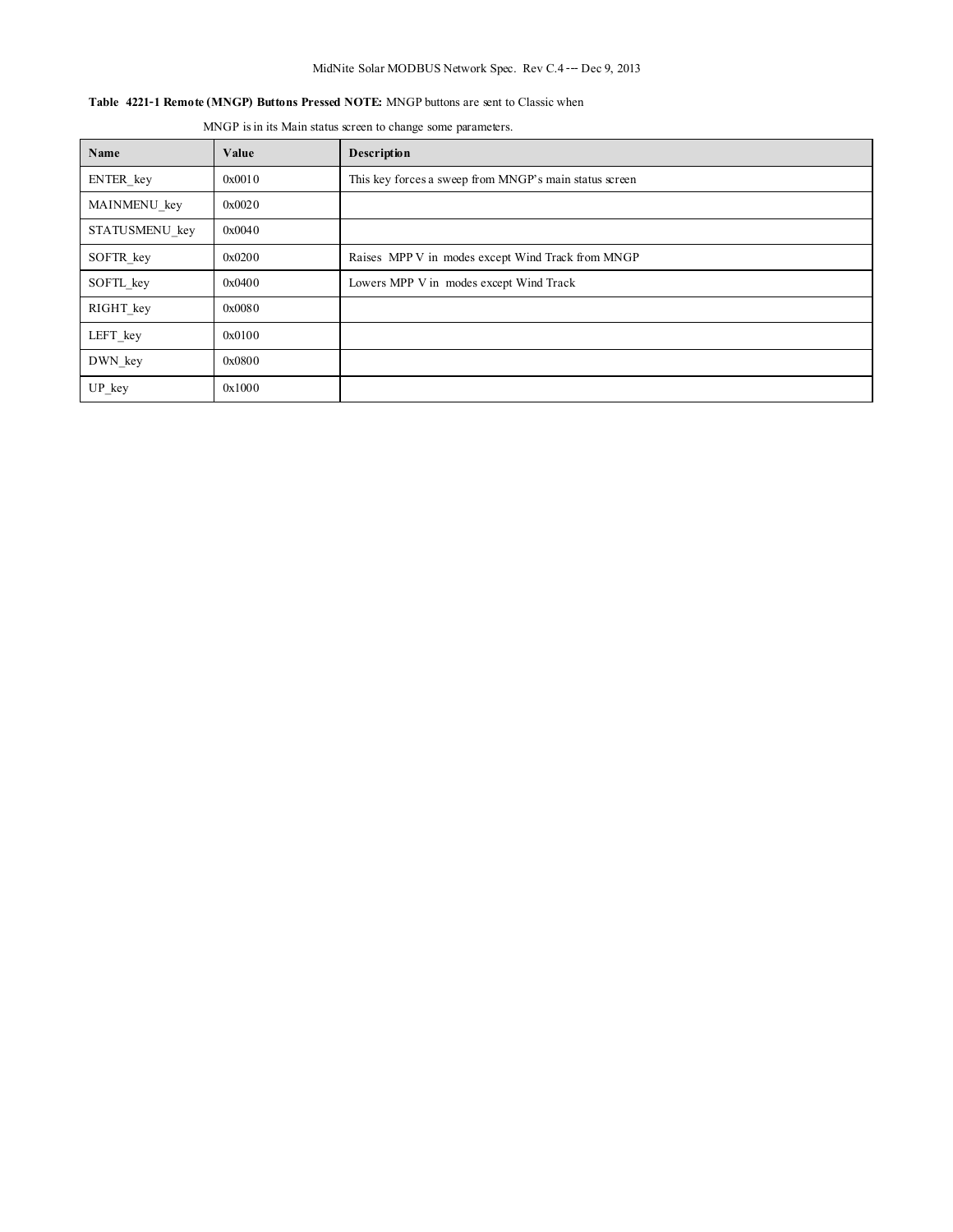**Table 4221-1 Remote (MNGP) Buttons Pressed NOTE:** MNGP buttons are sent to Classic when MNGP is in its Main status screen to change some parameters.

| Name | Value | Description |
|---|---|---|
| ENTER_key | 0x0010 | This key forces a sweep from MNGP's main status screen |
| MAINMENU_key | 0x0020 | |
| STATUSMENU_key | 0x0040 | |
| SOFTR_key | 0x0200 | Raises MPP V in modes except Wind Track from MNGP |
| SOFTL_key | 0x0400 | Lowers MPP V in modes except Wind Track |
| RIGHT_key | 0x0080 | |
| LEFT_key | 0x0100 | |
| DWN_key | 0x0800 | |
| UP_key | 0x1000 | |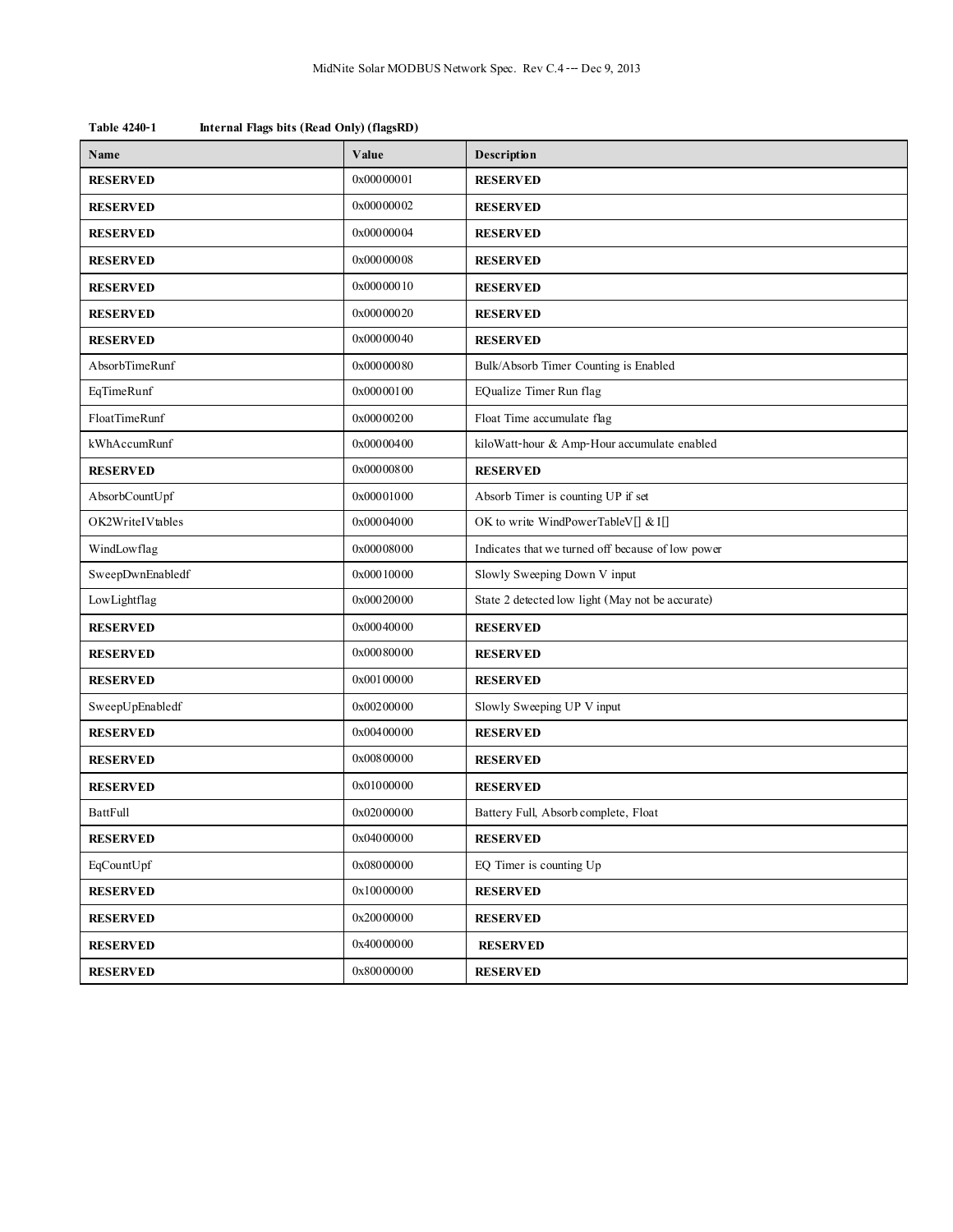**Table 4240-1 Internal Flags bits (Read Only) (flagsRD)**

| Name | Value | Description |
|---|---|---|
| **RESERVED** | 0x00000001 | **RESERVED** |
| **RESERVED** | 0x00000002 | **RESERVED** |
| **RESERVED** | 0x00000004 | **RESERVED** |
| **RESERVED** | 0x00000008 | **RESERVED** |
| **RESERVED** | 0x00000010 | **RESERVED** |
| **RESERVED** | 0x00000020 | **RESERVED** |
| **RESERVED** | 0x00000040 | **RESERVED** |
| AbsorbTimeRunf | 0x00000080 | Bulk/Absorb Timer Counting is Enabled |
| EqTimeRunf | 0x00000100 | EQualize Timer Run flag |
| FloatTimeRunf | 0x00000200 | Float Time accumulate flag |
| kWhAccumRunf | 0x00000400 | kiloWatt-hour & Amp-Hour accumulate enabled |
| **RESERVED** | 0x00000800 | **RESERVED** |
| AbsorbCountUpf | 0x00001000 | Absorb Timer is counting UP if set |
| OK2WriteIVtables | 0x00004000 | OK to write WindPowerTableV[] & I[] |
| WindLowflag | 0x00008000 | Indicates that we turned off because of low power |
| SweepDwnEnabledf | 0x00010000 | Slowly Sweeping Down V input |
| LowLightflag | 0x00020000 | State 2 detected low light (May not be accurate) |
| **RESERVED** | 0x00040000 | **RESERVED** |
| **RESERVED** | 0x00080000 | **RESERVED** |
| **RESERVED** | 0x00100000 | **RESERVED** |
| SweepUpEnabledf | 0x00200000 | Slowly Sweeping UP V input |
| **RESERVED** | 0x00400000 | **RESERVED** |
| **RESERVED** | 0x00800000 | **RESERVED** |
| **RESERVED** | 0x01000000 | **RESERVED** |
| BattFull | 0x02000000 | Battery Full, Absorb complete, Float |
| **RESERVED** | 0x04000000 | **RESERVED** |
| EqCountUpf | 0x08000000 | EQ Timer is counting Up |
| **RESERVED** | 0x10000000 | **RESERVED** |
| **RESERVED** | 0x20000000 | **RESERVED** |
| **RESERVED** | 0x40000000 | **RESERVED** |
| **RESERVED** | 0x80000000 | **RESERVED** |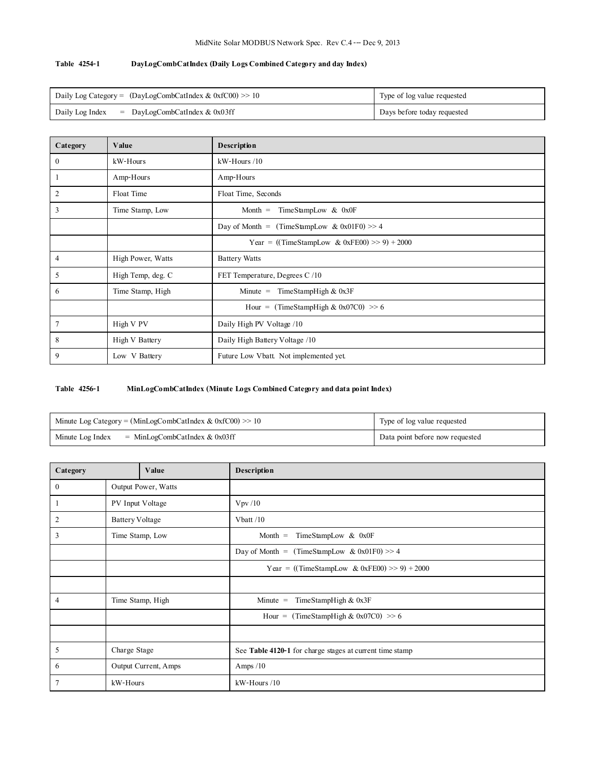**Table 4254-1 DayLogCombCatIndex (Daily Logs Combined Category and day Index)**

| | |
|---|---|
| Daily Log Category = (DayLogCombCatIndex & 0xfC00) >> 10 | Type of log value requested |
| Daily Log Index = DayLogCombCatIndex & 0x03ff | Days before today requested |

| Category | Value | Description |
|---|---|---|
| 0 | kW-Hours | kW-Hours /10 |
| 1 | Amp-Hours | Amp-Hours |
| 2 | Float Time | Float Time, Seconds |
| 3 | Time Stamp, Low | Month = TimeStampLow & 0x0F |
| | | Day of Month = (TimeStampLow & 0x01F0) >> 4 |
| | | Year = ((TimeStampLow & 0xFE00) >> 9) + 2000 |
| 4 | High Power, Watts | Battery Watts |
| 5 | High Temp, deg. C | FET Temperature, Degrees C /10 |
| 6 | Time Stamp, High | Minute = TimeStampHigh & 0x3F |
| | | Hour = (TimeStampHigh & 0x07C0) >> 6 |
| 7 | High V PV | Daily High PV Voltage /10 |
| 8 | High V Battery | Daily High Battery Voltage /10 |
| 9 | Low V Battery | Future Low Vbatt. Not implemented yet. |

**Table 4256-1 MinLogCombCatIndex (Minute Logs Combined Category and data point Index)**

| | |
|---|---|
| Minute Log Category = (MinLogCombCatIndex & 0xfC00) >> 10 | Type of log value requested |
| Minute Log Index = MinLogCombCatIndex & 0x03ff | Data point before now requested |

| Category | Value | Description |
|---|---|---|
| 0 | Output Power, Watts | |
| 1 | PV Input Voltage | Vpv /10 |
| 2 | Battery Voltage | Vbatt /10 |
| 3 | Time Stamp, Low | Month = TimeStampLow & 0x0F |
| | | Day of Month = (TimeStampLow & 0x01F0) >> 4 |
| | | Year = ((TimeStampLow & 0xFE00) >> 9) + 2000 |
| | | |
| 4 | Time Stamp, High | Minute = TimeStampHigh & 0x3F |
| | | Hour = (TimeStampHigh & 0x07C0) >> 6 |
| | | |
| 5 | Charge Stage | See **Table 4120-1** for charge stages at current time stamp |
| 6 | Output Current, Amps | Amps /10 |
| 7 | kW-Hours | kW-Hours /10 |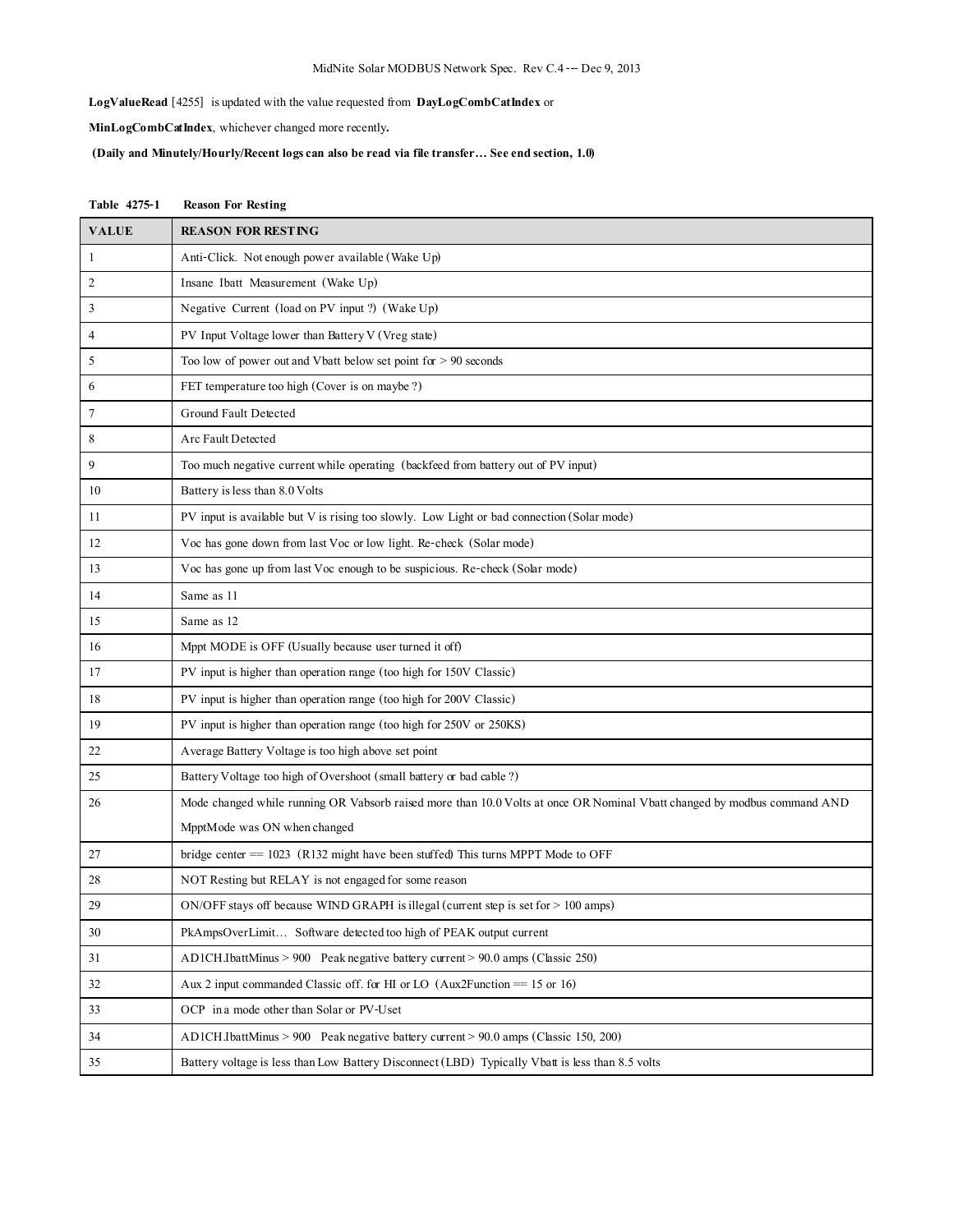**LogValueRead** [4255] is updated with the value requested from **DayLogCombCatIndex** or **MinLogCombCatIndex**, whichever changed more recently.

**(Daily and Minutely/Hourly/Recent logs can also be read via file transfer… See end section, 1.0)**

**Table 4275-1 Reason For Resting**

| VALUE | REASON FOR RESTING |
|---|---|
| 1 | Anti-Click. Not enough power available (Wake Up) |
| 2 | Insane Ibatt Measurement (Wake Up) |
| 3 | Negative Current (load on PV input ?) (Wake Up) |
| 4 | PV Input Voltage lower than Battery V (Vreg state) |
| 5 | Too low of power out and Vbatt below set point for > 90 seconds |
| 6 | FET temperature too high (Cover is on maybe ?) |
| 7 | Ground Fault Detected |
| 8 | Arc Fault Detected |
| 9 | Too much negative current while operating (backfeed from battery out of PV input) |
| 10 | Battery is less than 8.0 Volts |
| 11 | PV input is available but V is rising too slowly. Low Light or bad connection (Solar mode) |
| 12 | Voc has gone down from last Voc or low light. Re-check (Solar mode) |
| 13 | Voc has gone up from last Voc enough to be suspicious. Re-check (Solar mode) |
| 14 | Same as 11 |
| 15 | Same as 12 |
| 16 | Mppt MODE is OFF (Usually because user turned it off) |
| 17 | PV input is higher than operation range (too high for 150V Classic) |
| 18 | PV input is higher than operation range (too high for 200V Classic) |
| 19 | PV input is higher than operation range (too high for 250V or 250KS) |
| 22 | Average Battery Voltage is too high above set point |
| 25 | Battery Voltage too high of Overshoot (small battery or bad cable ?) |
| 26 | Mode changed while running OR Vabsorb raised more than 10.0 Volts at once OR Nominal Vbatt changed by modbus command AND MpptMode was ON when changed |
| 27 | bridge center == 1023 (R132 might have been stuffed) This turns MPPT Mode to OFF |
| 28 | NOT Resting but RELAY is not engaged for some reason |
| 29 | ON/OFF stays off because WIND GRAPH is illegal (current step is set for > 100 amps) |
| 30 | PkAmpsOverLimit… Software detected too high of PEAK output current |
| 31 | AD1CH.IbattMinus > 900 Peak negative battery current > 90.0 amps (Classic 250) |
| 32 | Aux 2 input commanded Classic off. for HI or LO (Aux2Function == 15 or 16) |
| 33 | OCP in a mode other than Solar or PV-Uset |
| 34 | AD1CH.IbattMinus > 900 Peak negative battery current > 90.0 amps (Classic 150, 200) |
| 35 | Battery voltage is less than Low Battery Disconnect (LBD) Typically Vbatt is less than 8.5 volts |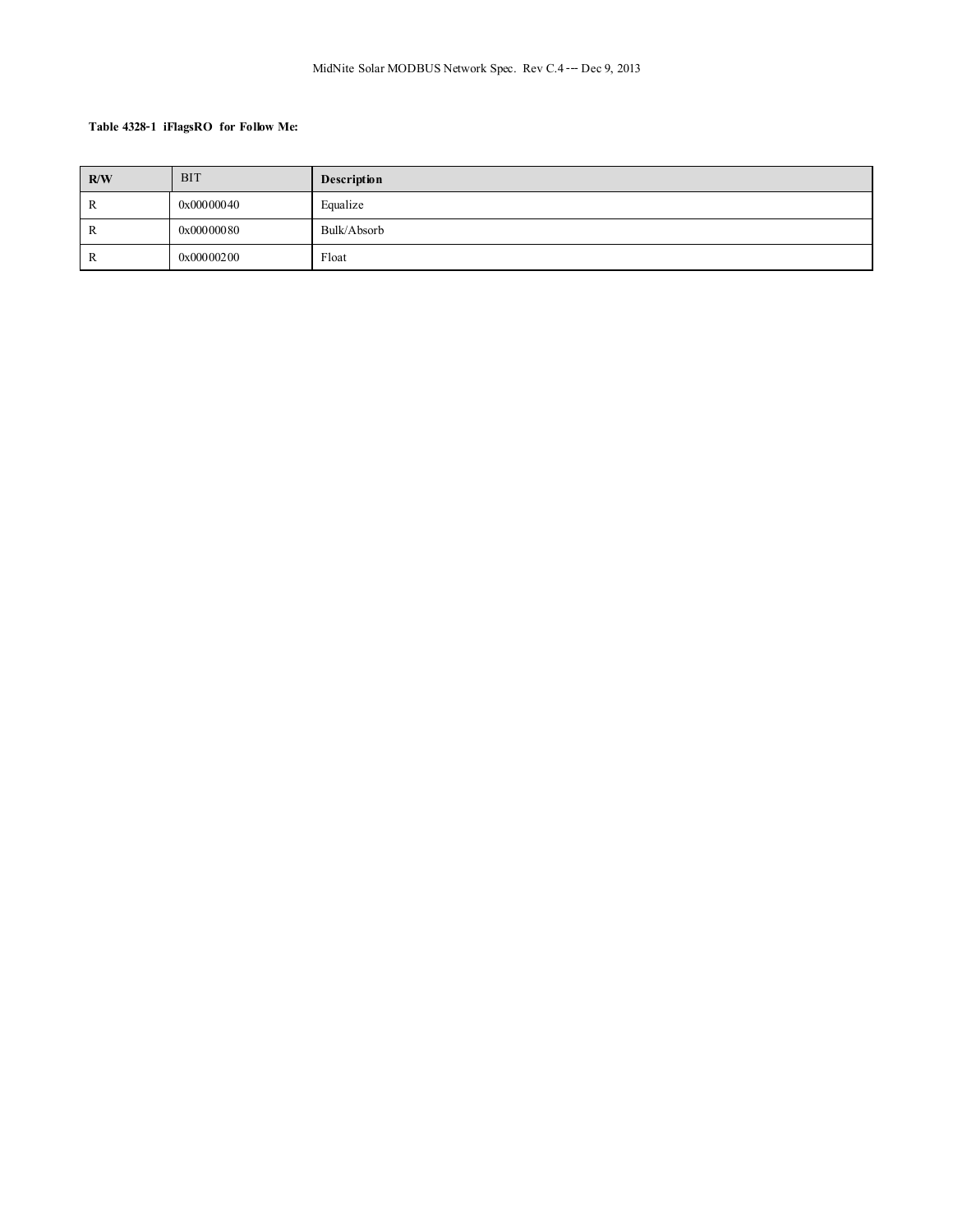**Table 4328-1 iFlagsRO for Follow Me:**

| R/W | BIT | Description |
|---|---|---|
| R | 0x00000040 | Equalize |
| R | 0x00000080 | Bulk/Absorb |
| R | 0x00000200 | Float |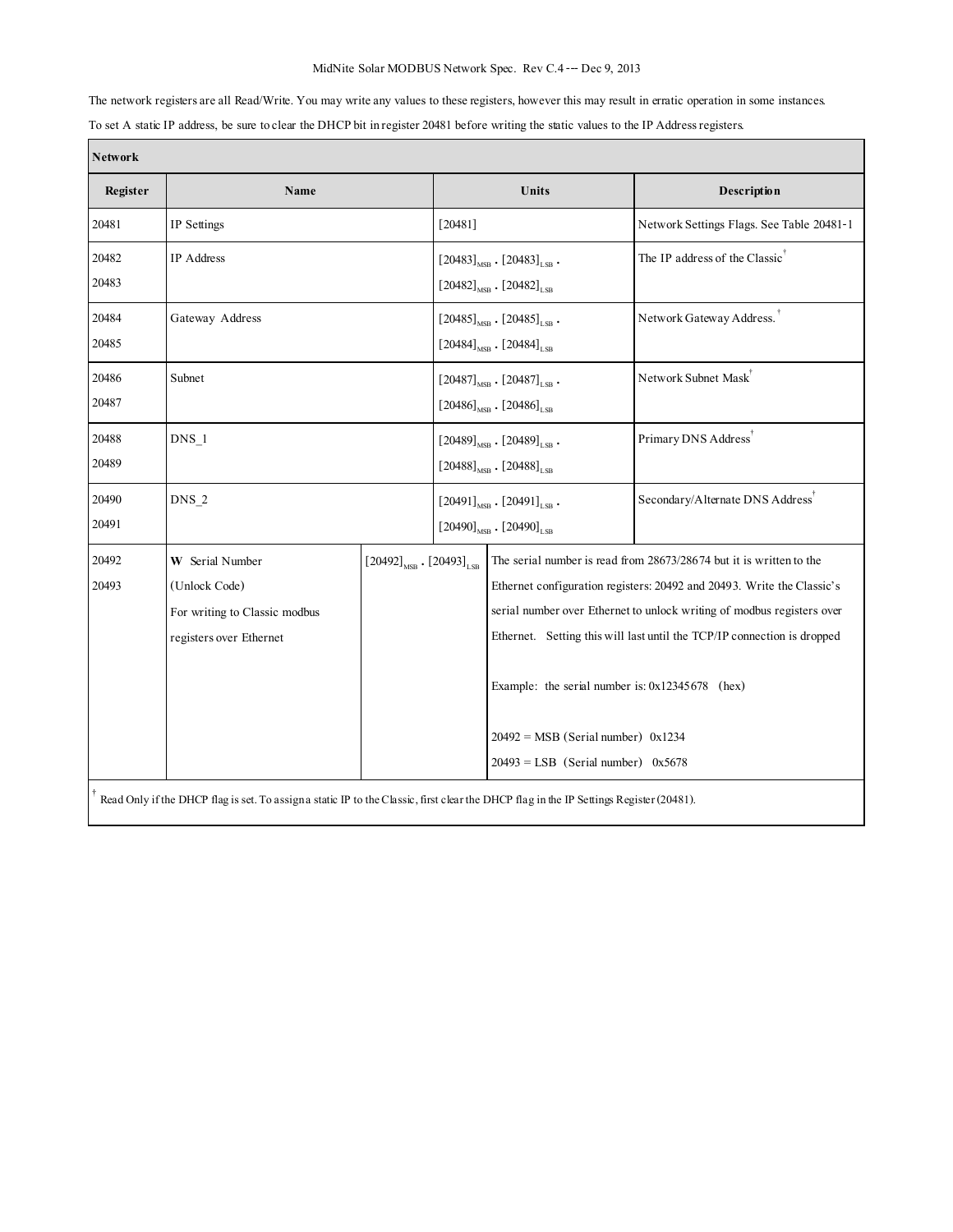The network registers are all Read/Write. You may write any values to these registers, however this may result in erratic operation in some instances.

To set A static IP address, be sure to clear the DHCP bit in register 20481 before writing the static values to the IP Address registers.

| Network | | | |
|---|---|---|---|
| **Register** | **Name** | **Units** | **Description** |
| 20481 | IP Settings | [20481] | Network Settings Flags. See Table 20481-1 |
| 20482<br>20483 | IP Address | $[20483]_{MSB}$ . $[20483]_{LSB}$ .<br>$[20482]_{MSB}$ . $[20482]_{LSB}$ | The IP address of the Classic† |
| 20484<br>20485 | Gateway Address | $[20485]_{MSB}$ . $[20485]_{LSB}$ .<br>$[20484]_{MSB}$ . $[20484]_{LSB}$ | Network Gateway Address.† |
| 20486<br>20487 | Subnet | $[20487]_{MSB}$ . $[20487]_{LSB}$ .<br>$[20486]_{MSB}$ . $[20486]_{LSB}$ | Network Subnet Mask† |
| 20488<br>20489 | DNS_1 | $[20489]_{MSB}$ . $[20489]_{LSB}$ .<br>$[20488]_{MSB}$ . $[20488]_{LSB}$ | Primary DNS Address† |
| 20490<br>20491 | DNS_2 | $[20491]_{MSB}$ . $[20491]_{LSB}$ .<br>$[20490]_{MSB}$ . $[20490]_{LSB}$ | Secondary/Alternate DNS Address† |
| 20492<br>20493 | **W** Serial Number<br>(Unlock Code)<br>For writing to Classic modbus registers over Ethernet | $[20492]_{MSB}$ . $[20493]_{LSB}$ | The serial number is read from 28673/28674 but it is written to the Ethernet configuration registers: 20492 and 20493. Write the Classic's serial number over Ethernet to unlock writing of modbus registers over Ethernet. Setting this will last until the TCP/IP connection is dropped<br><br>Example: the serial number is: 0x12345678 (hex)<br><br>20492 = MSB (Serial number) 0x1234<br>20493 = LSB (Serial number) 0x5678 |

† Read Only if the DHCP flag is set. To assign a static IP to the Classic, first clear the DHCP flag in the IP Settings Register (20481).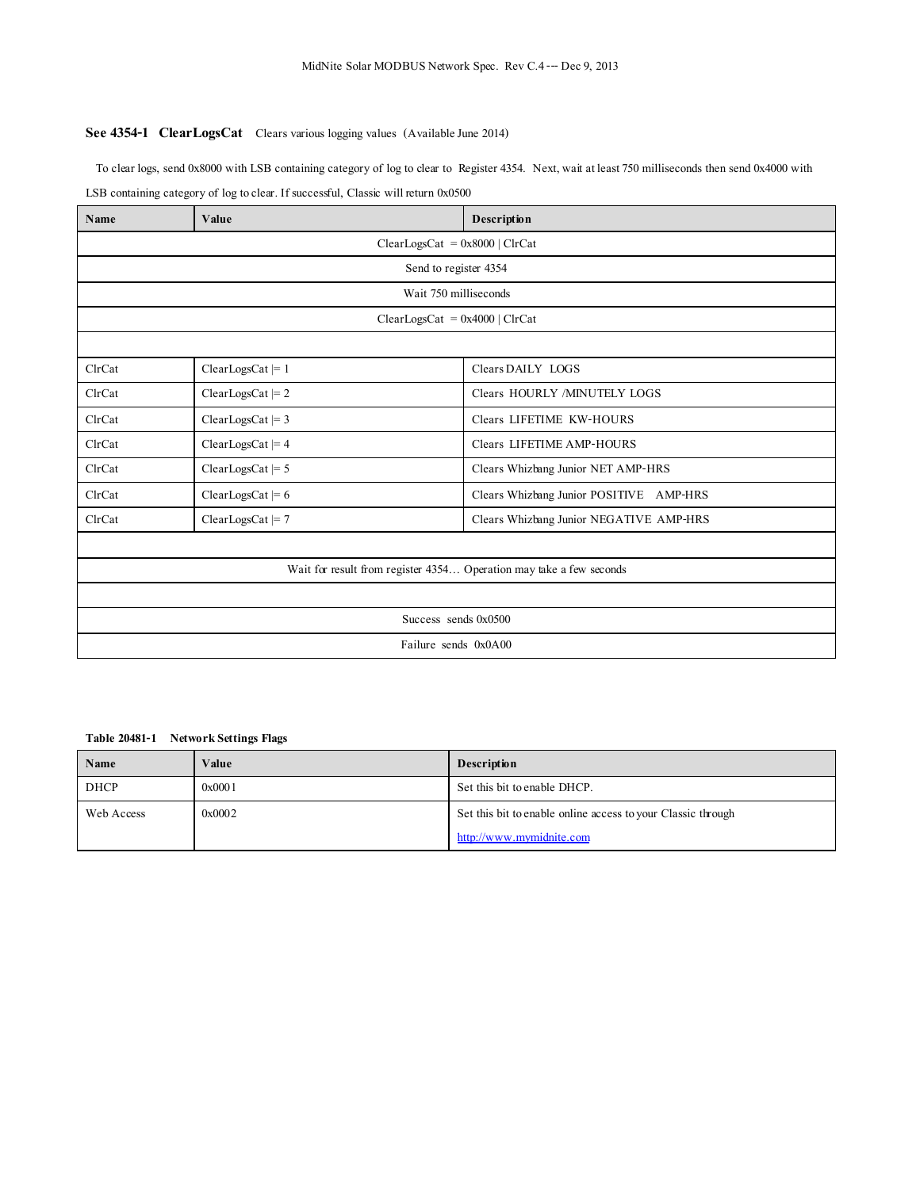### See 4354-1 ClearLogsCat   Clears various logging values (Available June 2014)

To clear logs, send 0x8000 with LSB containing category of log to clear to Register 4354. Next, wait at least 750 milliseconds then send 0x4000 with LSB containing category of log to clear. If successful, Classic will return 0x0500

| Name | Value | Description |
|---|---|---|
| ClearLogsCat = 0x8000 \| ClrCat | | |
| Send to register 4354 | | |
| Wait 750 milliseconds | | |
| ClearLogsCat = 0x4000 \| ClrCat | | |
| | | |
| ClrCat | ClearLogsCat \|= 1 | Clears DAILY LOGS |
| ClrCat | ClearLogsCat \|= 2 | Clears HOURLY /MINUTELY LOGS |
| ClrCat | ClearLogsCat \|= 3 | Clears LIFETIME KW-HOURS |
| ClrCat | ClearLogsCat \|= 4 | Clears LIFETIME AMP-HOURS |
| ClrCat | ClearLogsCat \|= 5 | Clears Whizbang Junior NET AMP-HRS |
| ClrCat | ClearLogsCat \|= 6 | Clears Whizbang Junior POSITIVE AMP-HRS |
| ClrCat | ClearLogsCat \|= 7 | Clears Whizbang Junior NEGATIVE AMP-HRS |
| | | |
| Wait for result from register 4354… Operation may take a few seconds | | |
| | | |
| Success sends 0x0500 | | |
| Failure sends 0x0A00 | | |

**Table 20481-1 Network Settings Flags**

| Name | Value | Description |
|---|---|---|
| DHCP | 0x0001 | Set this bit to enable DHCP. |
| Web Access | 0x0002 | Set this bit to enable online access to your Classic through http://www.mymidnite.com |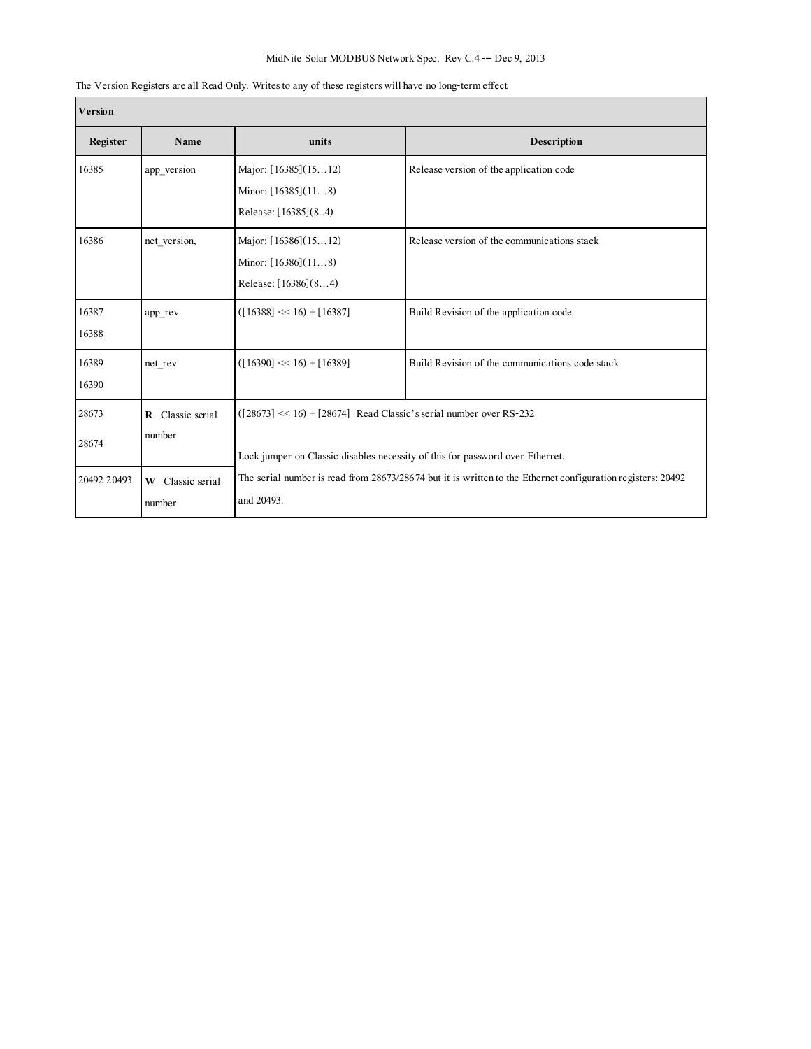The Version Registers are all Read Only. Writes to any of these registers will have no long-term effect.

| Version | | | |
|---|---|---|---|
| **Register** | **Name** | **units** | **Description** |
| 16385 | app_version | Major: [16385](15…12)<br>Minor: [16385](11…8)<br>Release: [16385](8..4) | Release version of the application code |
| 16386 | net_version, | Major: [16386](15…12)<br>Minor: [16386](11…8)<br>Release: [16386](8…4) | Release version of the communications stack |
| 16387<br>16388 | app_rev | ([16388] << 16) + [16387] | Build Revision of the application code |
| 16389<br>16390 | net_rev | ([16390] << 16) + [16389] | Build Revision of the communications code stack |
| 28673<br>28674 | **R** Classic serial number | ([28673] << 16) + [28674] Read Classic's serial number over RS-232<br><br>Lock jumper on Classic disables necessity of this for password over Ethernet. | |
| 20492 20493 | **W** Classic serial number | The serial number is read from 28673/28674 but it is written to the Ethernet configuration registers: 20492 and 20493. | |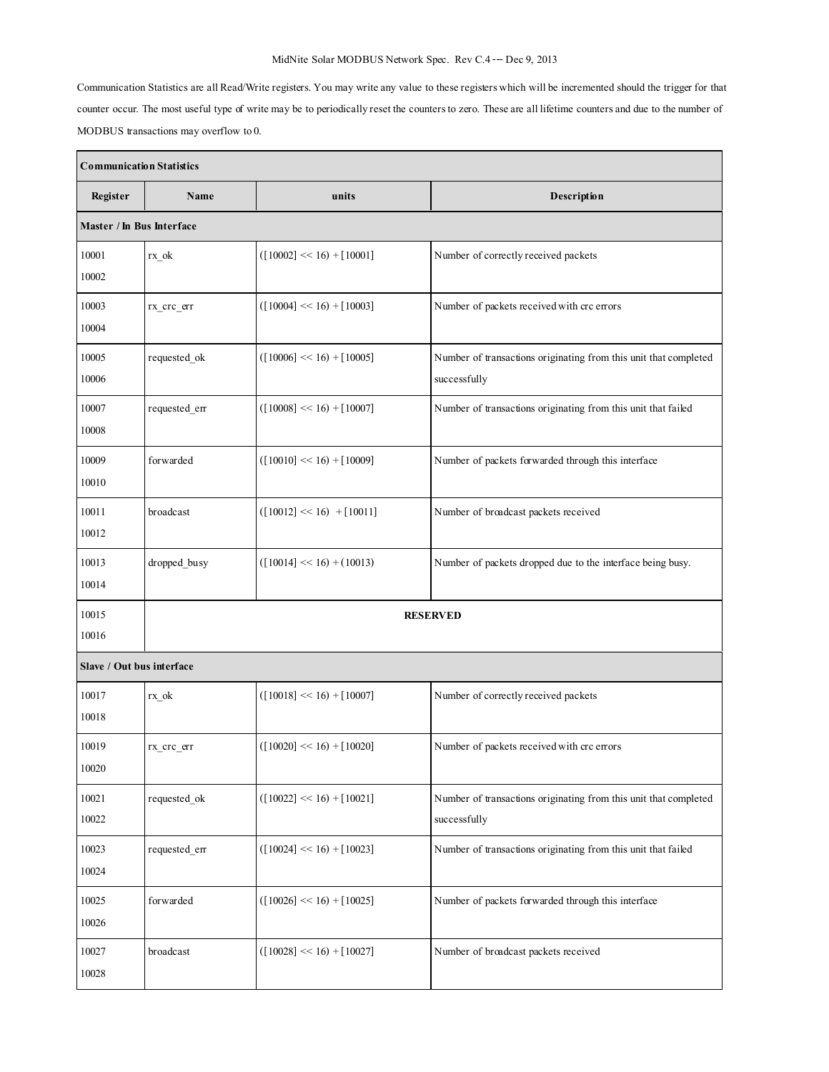Communication Statistics are all Read/Write registers. You may write any value to these registers which will be incremented should the trigger for that counter occur. The most useful type of write may be to periodically reset the counters to zero. These are all lifetime counters and due to the number of MODBUS transactions may overflow to 0.

| **Communication Statistics** | | | |
|---|---|---|---|
| **Register** | **Name** | **units** | **Description** |
| **Master / In Bus Interface** | | | |
| 10001<br>10002 | rx_ok | ([10002] << 16) + [10001] | Number of correctly received packets |
| 10003<br>10004 | rx_crc_err | ([10004] << 16) + [10003] | Number of packets received with crc errors |
| 10005<br>10006 | requested_ok | ([10006] << 16) + [10005] | Number of transactions originating from this unit that completed successfully |
| 10007<br>10008 | requested_err | ([10008] << 16) + [10007] | Number of transactions originating from this unit that failed |
| 10009<br>10010 | forwarded | ([10010] << 16) + [10009] | Number of packets forwarded through this interface |
| 10011<br>10012 | broadcast | ([10012] << 16) + [10011] | Number of broadcast packets received |
| 10013<br>10014 | dropped_busy | ([10014] << 16) + (10013) | Number of packets dropped due to the interface being busy. |
| 10015<br>10016 | **RESERVED** | | |
| **Slave / Out bus interface** | | | |
| 10017<br>10018 | rx_ok | ([10018] << 16) + [10007] | Number of correctly received packets |
| 10019<br>10020 | rx_crc_err | ([10020] << 16) + [10020] | Number of packets received with crc errors |
| 10021<br>10022 | requested_ok | ([10022] << 16) + [10021] | Number of transactions originating from this unit that completed successfully |
| 10023<br>10024 | requested_err | ([10024] << 16) + [10023] | Number of transactions originating from this unit that failed |
| 10025<br>10026 | forwarded | ([10026] << 16) + [10025] | Number of packets forwarded through this interface |
| 10027<br>10028 | broadcast | ([10028] << 16) + [10027] | Number of broadcast packets received |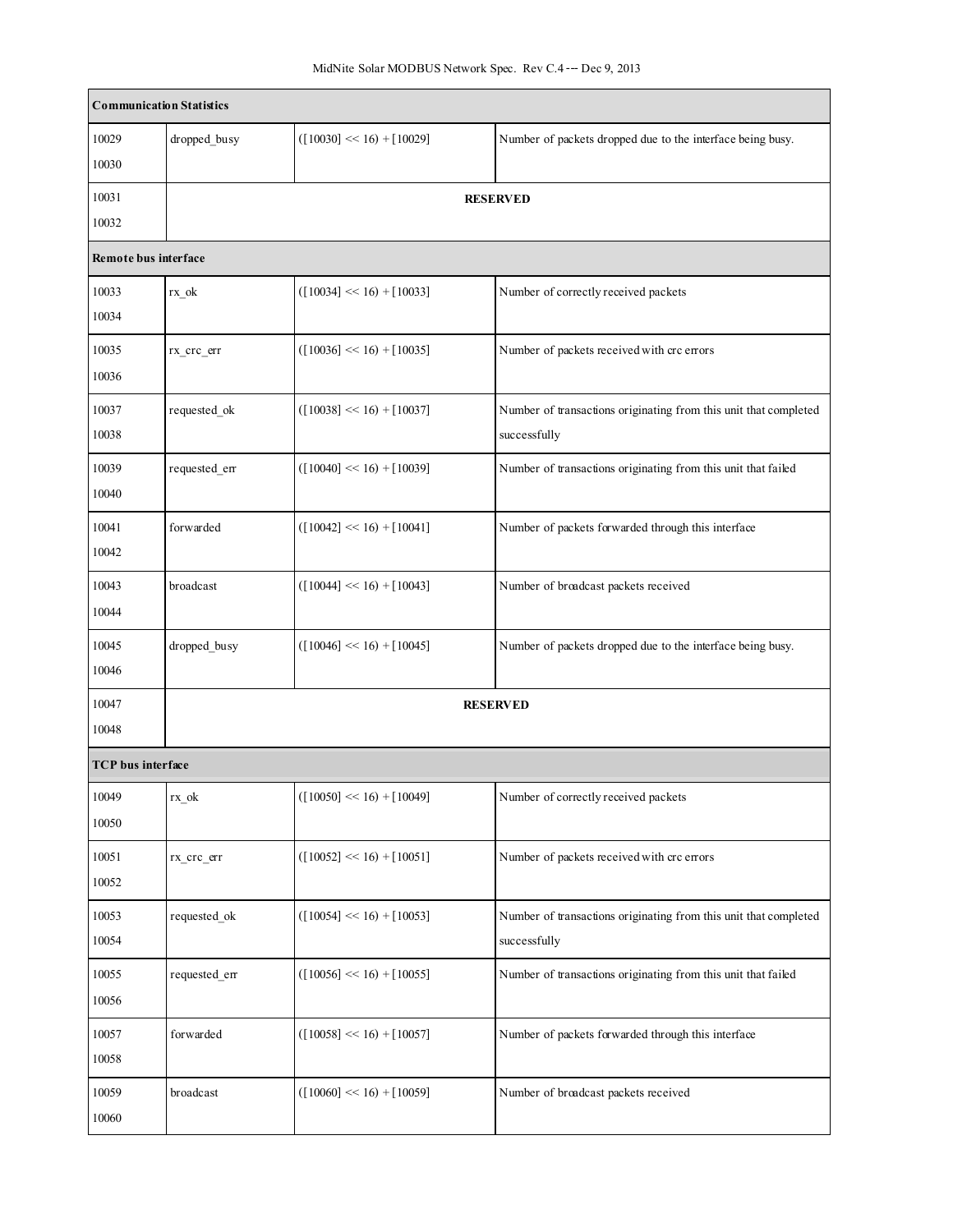| Communication Statistics | | | |
|---|---|---|---|
| 10029<br>10030 | dropped_busy | ([10030] << 16) + [10029] | Number of packets dropped due to the interface being busy. |
| 10031<br>10032 | RESERVED | | |
| **Remote bus interface** | | | |
| 10033<br>10034 | rx_ok | ([10034] << 16) + [10033] | Number of correctly received packets |
| 10035<br>10036 | rx_crc_err | ([10036] << 16) + [10035] | Number of packets received with crc errors |
| 10037<br>10038 | requested_ok | ([10038] << 16) + [10037] | Number of transactions originating from this unit that completed successfully |
| 10039<br>10040 | requested_err | ([10040] << 16) + [10039] | Number of transactions originating from this unit that failed |
| 10041<br>10042 | forwarded | ([10042] << 16) + [10041] | Number of packets forwarded through this interface |
| 10043<br>10044 | broadcast | ([10044] << 16) + [10043] | Number of broadcast packets received |
| 10045<br>10046 | dropped_busy | ([10046] << 16) + [10045] | Number of packets dropped due to the interface being busy. |
| 10047<br>10048 | RESERVED | | |
| **TCP bus interface** | | | |
| 10049<br>10050 | rx_ok | ([10050] << 16) + [10049] | Number of correctly received packets |
| 10051<br>10052 | rx_crc_err | ([10052] << 16) + [10051] | Number of packets received with crc errors |
| 10053<br>10054 | requested_ok | ([10054] << 16) + [10053] | Number of transactions originating from this unit that completed successfully |
| 10055<br>10056 | requested_err | ([10056] << 16) + [10055] | Number of transactions originating from this unit that failed |
| 10057<br>10058 | forwarded | ([10058] << 16) + [10057] | Number of packets forwarded through this interface |
| 10059<br>10060 | broadcast | ([10060] << 16) + [10059] | Number of broadcast packets received |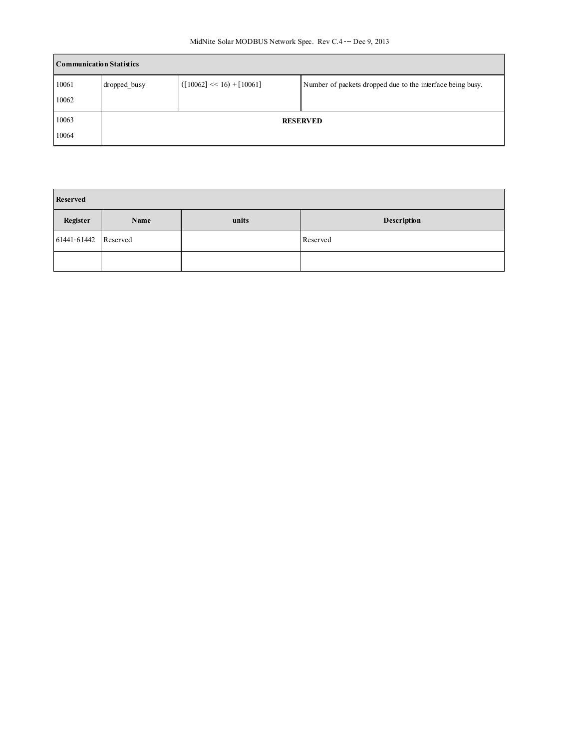| Communication Statistics | | | |
|---|---|---|---|
| 10061<br>10062 | dropped_busy | ([10062] << 16) + [10061] | Number of packets dropped due to the interface being busy. |
| 10063<br>10064 | RESERVED | | |

| Reserved | | | |
|---|---|---|---|
| **Register** | **Name** | **units** | **Description** |
| 61441-61442 | Reserved | | Reserved |
| | | | |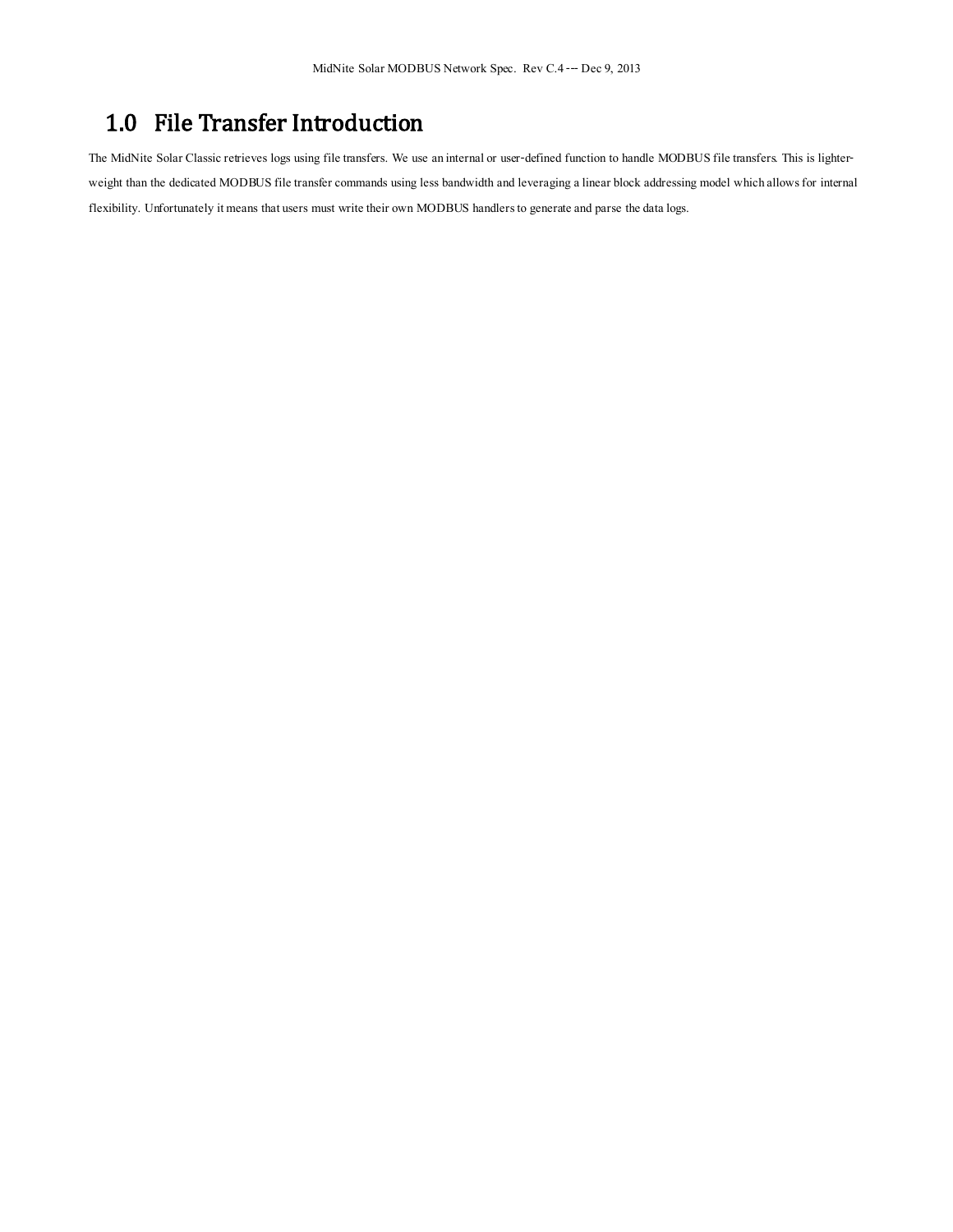# 1.0 File Transfer Introduction

The MidNite Solar Classic retrieves logs using file transfers. We use an internal or user-defined function to handle MODBUS file transfers. This is lighter-weight than the dedicated MODBUS file transfer commands using less bandwidth and leveraging a linear block addressing model which allows for internal flexibility. Unfortunately it means that users must write their own MODBUS handlers to generate and parse the data logs.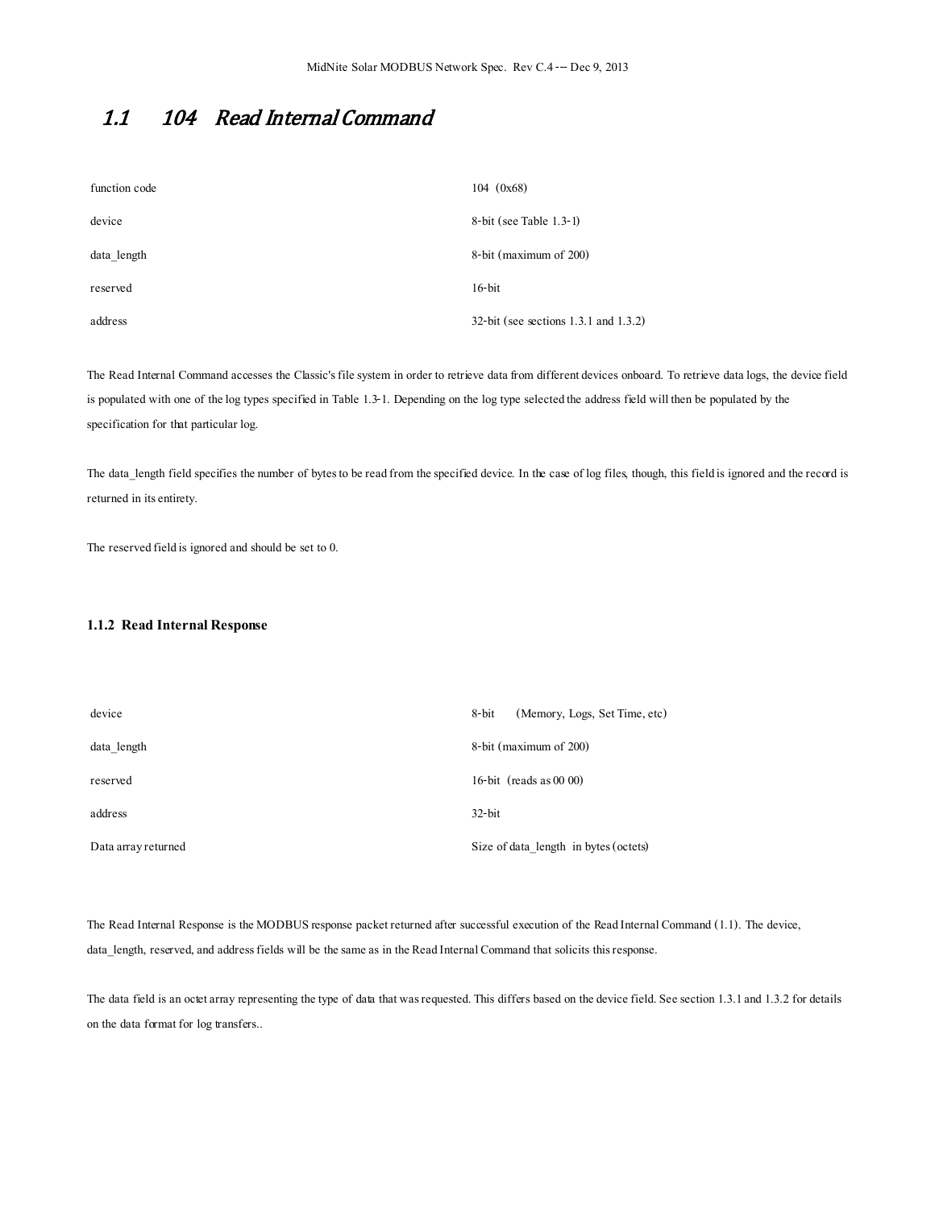## 1.1 104 Read Internal Command

| | |
|---|---|
| function code | 104 (0x68) |
| device | 8-bit (see Table 1.3-1) |
| data_length | 8-bit (maximum of 200) |
| reserved | 16-bit |
| address | 32-bit (see sections 1.3.1 and 1.3.2) |

The Read Internal Command accesses the Classic's file system in order to retrieve data from different devices onboard. To retrieve data logs, the device field is populated with one of the log types specified in Table 1.3-1. Depending on the log type selected the address field will then be populated by the specification for that particular log.

The data_length field specifies the number of bytes to be read from the specified device. In the case of log files, though, this field is ignored and the record is returned in its entirety.

The reserved field is ignored and should be set to 0.

### 1.1.2 Read Internal Response

| | |
|---|---|
| device | 8-bit (Memory, Logs, Set Time, etc) |
| data_length | 8-bit (maximum of 200) |
| reserved | 16-bit (reads as 00 00) |
| address | 32-bit |
| Data array returned | Size of data_length in bytes (octets) |

The Read Internal Response is the MODBUS response packet returned after successful execution of the Read Internal Command (1.1). The device, data_length, reserved, and address fields will be the same as in the Read Internal Command that solicits this response.

The data field is an octet array representing the type of data that was requested. This differs based on the device field. See section 1.3.1 and 1.3.2 for details on the data format for log transfers..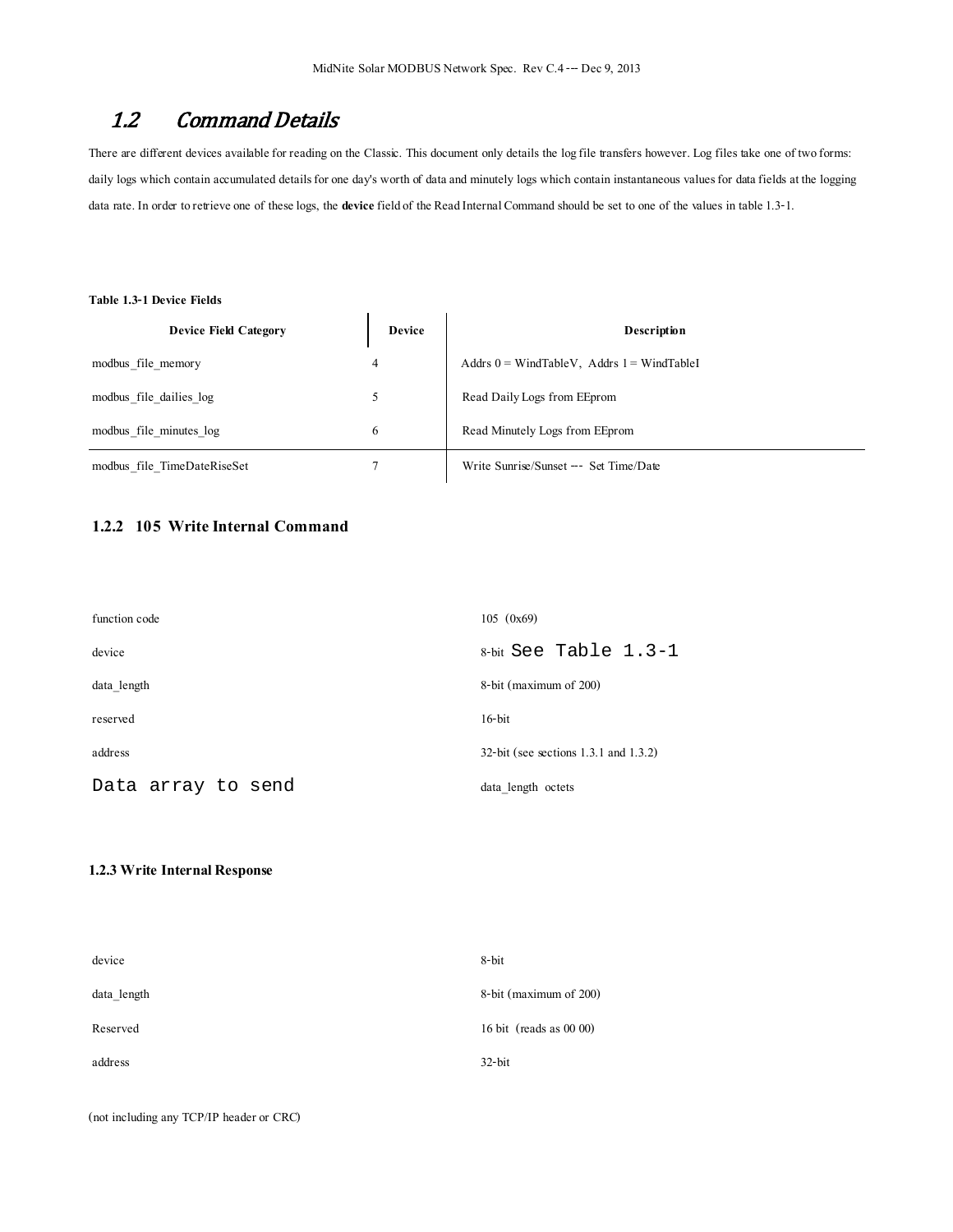## *1.2 Command Details*

There are different devices available for reading on the Classic. This document only details the log file transfers however. Log files take one of two forms: daily logs which contain accumulated details for one day's worth of data and minutely logs which contain instantaneous values for data fields at the logging data rate. In order to retrieve one of these logs, the **device** field of the Read Internal Command should be set to one of the values in table 1.3-1.

**Table 1.3-1 Device Fields**

| Device Field Category | Device | Description |
|---|---|---|
| modbus_file_memory | 4 | Addrs 0 = WindTableV, Addrs 1 = WindTableI |
| modbus_file_dailies_log | 5 | Read Daily Logs from EEprom |
| modbus_file_minutes_log | 6 | Read Minutely Logs from EEprom |
| modbus_file_TimeDateRiseSet | 7 | Write Sunrise/Sunset --- Set Time/Date |

### 1.2.2 105 Write Internal Command

| | |
|---|---|
| function code | 105 (0x69) |
| device | 8-bit See Table 1.3-1 |
| data_length | 8-bit (maximum of 200) |
| reserved | 16-bit |
| address | 32-bit (see sections 1.3.1 and 1.3.2) |
| Data array to send | data_length octets |

### 1.2.3 Write Internal Response

| | |
|---|---|
| device | 8-bit |
| data_length | 8-bit (maximum of 200) |
| Reserved | 16 bit (reads as 00 00) |
| address | 32-bit |

(not including any TCP/IP header or CRC)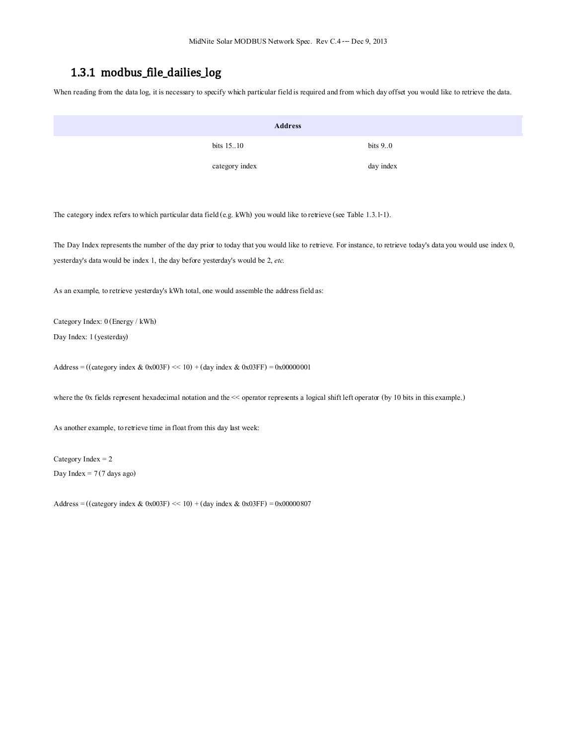### 1.3.1 modbus_file_dailies_log

When reading from the data log, it is necessary to specify which particular field is required and from which day offset you would like to retrieve the data.

| Address | |
|---|---|
| bits 15..10 | bits 9..0 |
| category index | day index |

The category index refers to which particular data field (e.g. kWh) you would like to retrieve (see Table 1.3.1-1).

The Day Index represents the number of the day prior to today that you would like to retrieve. For instance, to retrieve today's data you would use index 0, yesterday's data would be index 1, the day before yesterday's would be 2, *etc.*

As an example, to retrieve yesterday's kWh total, one would assemble the address field as:

Category Index: 0 (Energy / kWh)
Day Index: 1 (yesterday)

Address = ((category index & 0x003F) << 10) + (day index & 0x03FF) = 0x00000001

where the 0x fields represent hexadecimal notation and the << operator represents a logical shift left operator (by 10 bits in this example.)

As another example, to retrieve time in float from this day last week:

Category Index = 2
Day Index = 7 (7 days ago)

Address = ((category index & 0x003F) << 10) + (day index & 0x03FF) = 0x00000807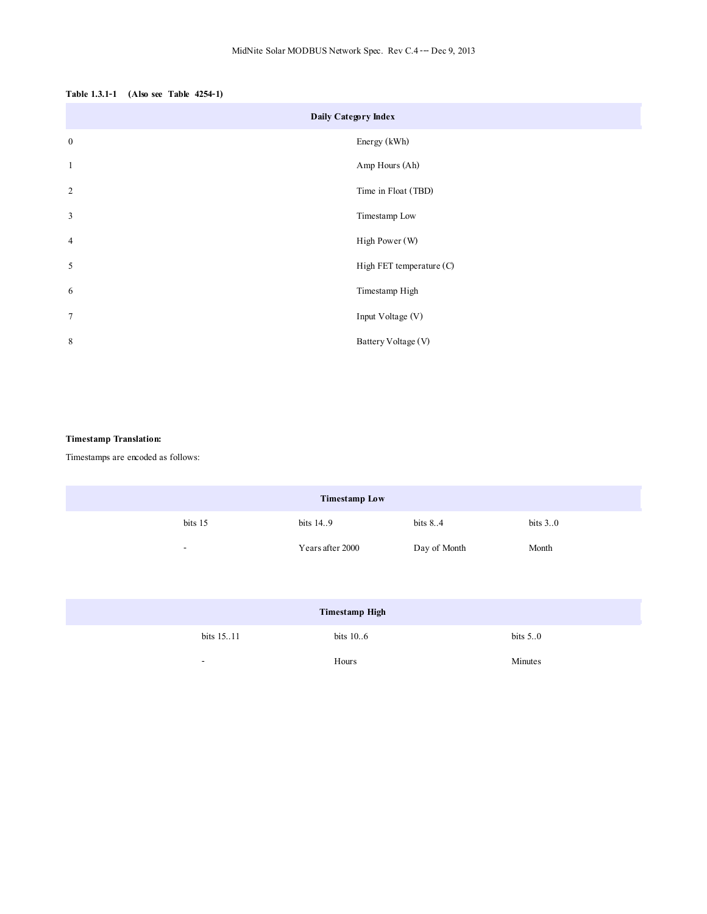**Table 1.3.1-1 (Also see Table 4254-1)**

| Daily Category Index | |
|---|---|
| 0 | Energy (kWh) |
| 1 | Amp Hours (Ah) |
| 2 | Time in Float (TBD) |
| 3 | Timestamp Low |
| 4 | High Power (W) |
| 5 | High FET temperature (C) |
| 6 | Timestamp High |
| 7 | Input Voltage (V) |
| 8 | Battery Voltage (V) |

**Timestamp Translation:**

Timestamps are encoded as follows:

| Timestamp Low | | | |
|---|---|---|---|
| bits 15 | bits 14..9 | bits 8..4 | bits 3..0 |
| - | Years after 2000 | Day of Month | Month |

| Timestamp High | | |
|---|---|---|
| bits 15..11 | bits 10..6 | bits 5..0 |
| - | Hours | Minutes |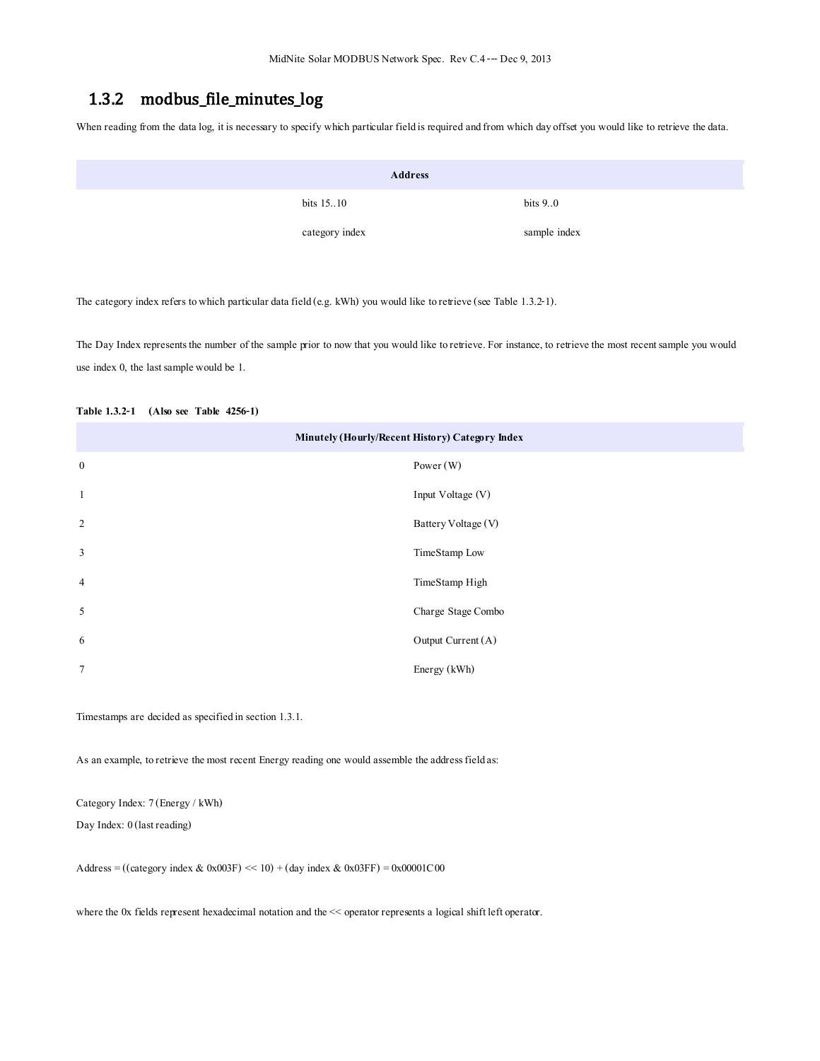### 1.3.2 modbus_file_minutes_log

When reading from the data log, it is necessary to specify which particular field is required and from which day offset you would like to retrieve the data.

| Address | | |
|---|---|---|
| | bits 15..10 | bits 9..0 |
| | category index | sample index |

The category index refers to which particular data field (e.g. kWh) you would like to retrieve (see Table 1.3.2-1).

The Day Index represents the number of the sample prior to now that you would like to retrieve. For instance, to retrieve the most recent sample you would use index 0, the last sample would be 1.

**Table 1.3.2-1 (Also see Table 4256-1)**

| Minutely (Hourly/Recent History) Category Index | |
|---|---|
| 0 | Power (W) |
| 1 | Input Voltage (V) |
| 2 | Battery Voltage (V) |
| 3 | TimeStamp Low |
| 4 | TimeStamp High |
| 5 | Charge Stage Combo |
| 6 | Output Current (A) |
| 7 | Energy (kWh) |

Timestamps are decided as specified in section 1.3.1.

As an example, to retrieve the most recent Energy reading one would assemble the address field as:

Category Index: 7 (Energy / kWh)
Day Index: 0 (last reading)

Address = ((category index & 0x003F) << 10) + (day index & 0x03FF) = 0x00001C00

where the 0x fields represent hexadecimal notation and the << operator represents a logical shift left operator.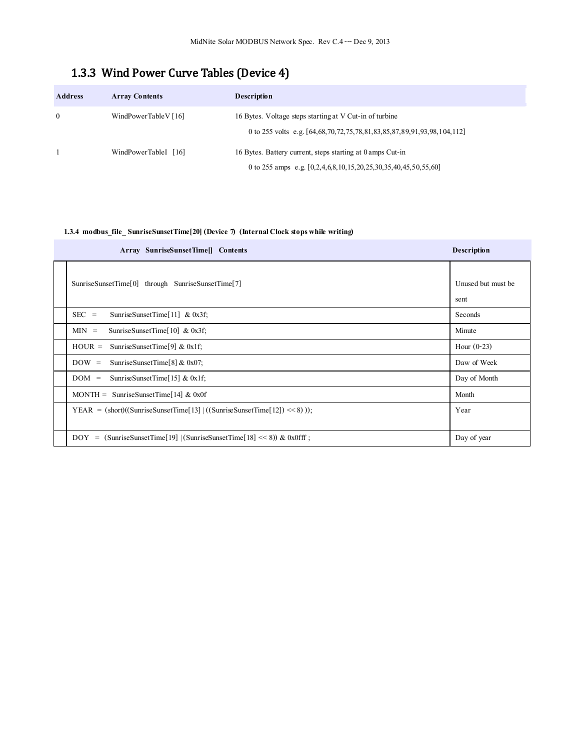## 1.3.3 Wind Power Curve Tables (Device 4)

| Address | Array Contents | Description |
|---|---|---|
| 0 | WindPowerTableV [16] | 16 Bytes. Voltage steps starting at V Cut-in of turbine<br>0 to 255 volts e.g. [64,68,70,72,75,78,81,83,85,87,89,91,93,98,104,112] |
| 1 | WindPowerTableI [16] | 16 Bytes. Battery current, steps starting at 0 amps Cut-in<br>0 to 255 amps e.g. [0,2,4,6,8,10,15,20,25,30,35,40,45,50,55,60] |

#### 1.3.4 modbus_file_ SunriseSunsetTime[20] (Device 7) (Internal Clock stops while writing)

| Array SunriseSunsetTime[] Contents | Description |
|---|---|
| SunriseSunsetTime[0] through SunriseSunsetTime[7] | Unused but must be sent |
| SEC = SunriseSunsetTime[11] & 0x3f; | Seconds |
| MIN = SunriseSunsetTime[10] & 0x3f; | Minute |
| HOUR = SunriseSunsetTime[9] & 0x1f; | Hour (0-23) |
| DOW = SunriseSunsetTime[8] & 0x07; | Daw of Week |
| DOM = SunriseSunsetTime[15] & 0x1f; | Day of Month |
| MONTH = SunriseSunsetTime[14] & 0x0f | Month |
| YEAR = (short)((SunriseSunsetTime[13] \| ((SunriseSunsetTime[12]) << 8) )); | Year |
| DOY = (SunriseSunsetTime[19] \| (SunriseSunsetTime[18] << 8)) & 0x0fff ; | Day of year |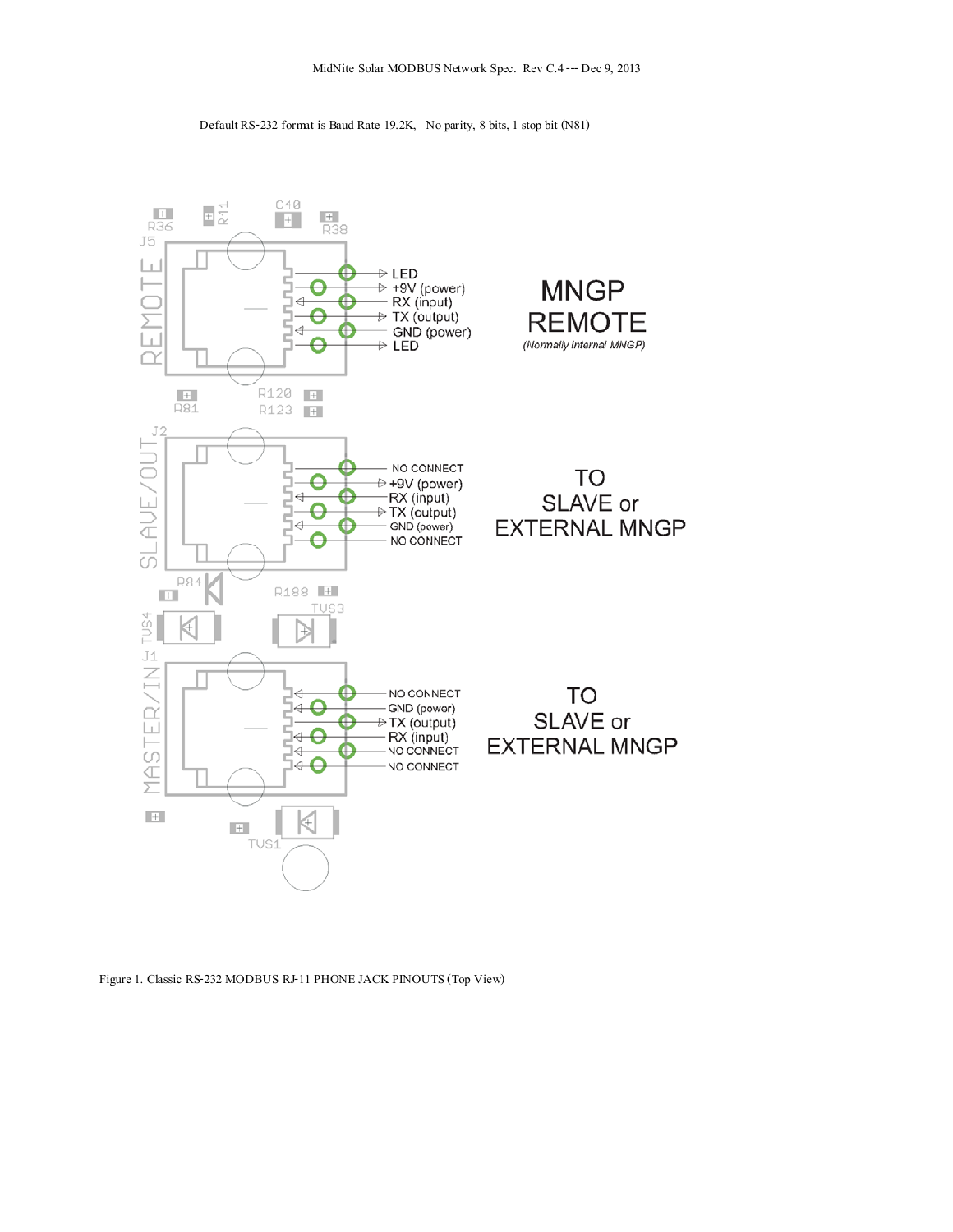Default RS-232 format is Baud Rate 19.2K, No parity, 8 bits, 1 stop bit (N81)

R36 R41 C40 R38

J5

REMOTE

LED
+9V (power)
RX (input)
TX (output)
GND (power)
LED

MNGP
REMOTE
*(Normally internal MNGP)*

R81 R120 R123

J2

SLAVE/OUT

NO CONNECT
+9V (power)
RX (input)
TX (output)
GND (power)
NO CONNECT

TO
SLAVE or
EXTERNAL MNGP

R84 R188 TVS3 TVS4

J1

MASTER/IN

NO CONNECT
GND (power)
TX (output)
RX (input)
NO CONNECT
NO CONNECT

TO
SLAVE or
EXTERNAL MNGP

TVS1

Figure 1. Classic RS-232 MODBUS RJ-11 PHONE JACK PINOUTS (Top View)